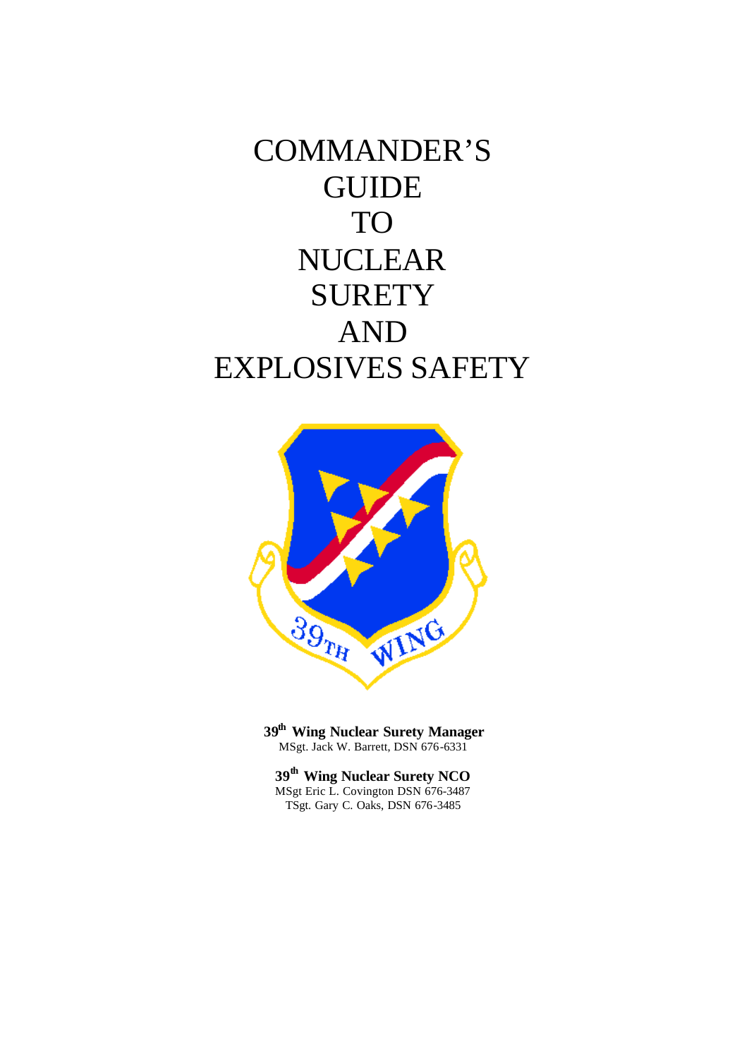# COMMANDER'S GUIDE TO NUCLEAR SURETY AND EXPLOSIVES SAFETY

**39th Wing Nuclear Surety Manager**
MSgt. Jack W. Barrett, DSN 676-6331

**39th Wing Nuclear Surety NCO**
MSgt Eric L. Covington DSN 676-3487
TSgt. Gary C. Oaks, DSN 676-3485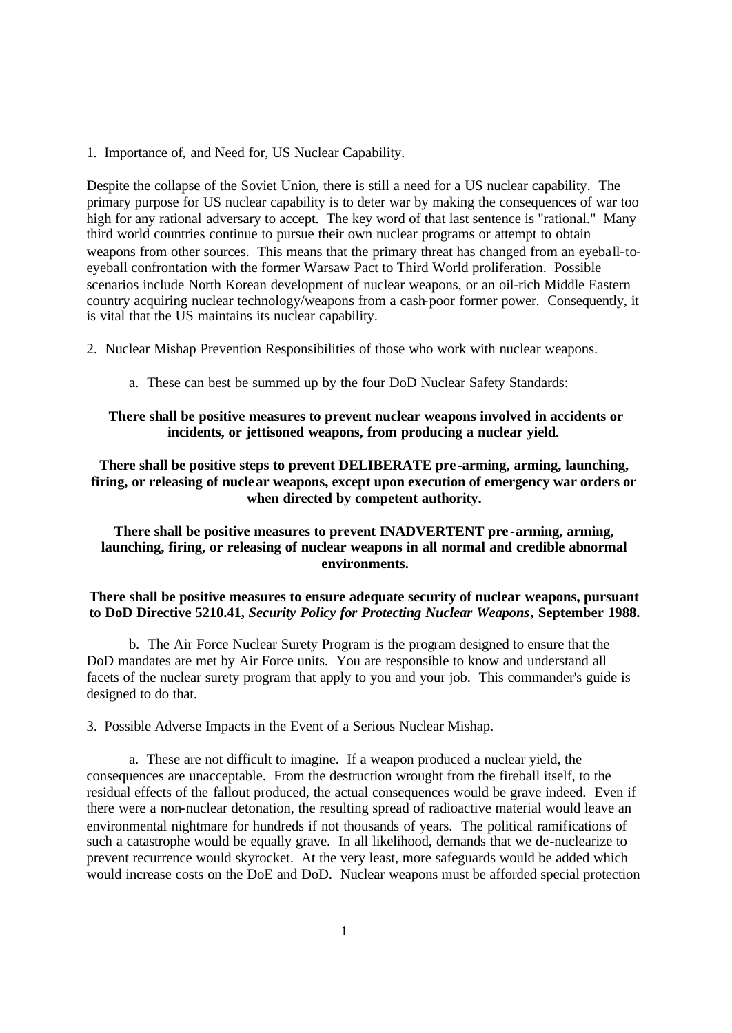1. Importance of, and Need for, US Nuclear Capability.

Despite the collapse of the Soviet Union, there is still a need for a US nuclear capability. The primary purpose for US nuclear capability is to deter war by making the consequences of war too high for any rational adversary to accept. The key word of that last sentence is "rational." Many third world countries continue to pursue their own nuclear programs or attempt to obtain weapons from other sources. This means that the primary threat has changed from an eyeball-to-eyeball confrontation with the former Warsaw Pact to Third World proliferation. Possible scenarios include North Korean development of nuclear weapons, or an oil-rich Middle Eastern country acquiring nuclear technology/weapons from a cash-poor former power. Consequently, it is vital that the US maintains its nuclear capability.

2. Nuclear Mishap Prevention Responsibilities of those who work with nuclear weapons.

a. These can best be summed up by the four DoD Nuclear Safety Standards:

**There shall be positive measures to prevent nuclear weapons involved in accidents or incidents, or jettisoned weapons, from producing a nuclear yield.**

**There shall be positive steps to prevent DELIBERATE pre-arming, arming, launching, firing, or releasing of nuclear weapons, except upon execution of emergency war orders or when directed by competent authority.**

**There shall be positive measures to prevent INADVERTENT pre-arming, arming, launching, firing, or releasing of nuclear weapons in all normal and credible abnormal environments.**

**There shall be positive measures to ensure adequate security of nuclear weapons, pursuant to DoD Directive 5210.41, *Security Policy for Protecting Nuclear Weapons*, September 1988.**

b. The Air Force Nuclear Surety Program is the program designed to ensure that the DoD mandates are met by Air Force units. You are responsible to know and understand all facets of the nuclear surety program that apply to you and your job. This commander's guide is designed to do that.

3. Possible Adverse Impacts in the Event of a Serious Nuclear Mishap.

a. These are not difficult to imagine. If a weapon produced a nuclear yield, the consequences are unacceptable. From the destruction wrought from the fireball itself, to the residual effects of the fallout produced, the actual consequences would be grave indeed. Even if there were a non-nuclear detonation, the resulting spread of radioactive material would leave an environmental nightmare for hundreds if not thousands of years. The political ramifications of such a catastrophe would be equally grave. In all likelihood, demands that we de-nuclearize to prevent recurrence would skyrocket. At the very least, more safeguards would be added which would increase costs on the DoE and DoD. Nuclear weapons must be afforded special protection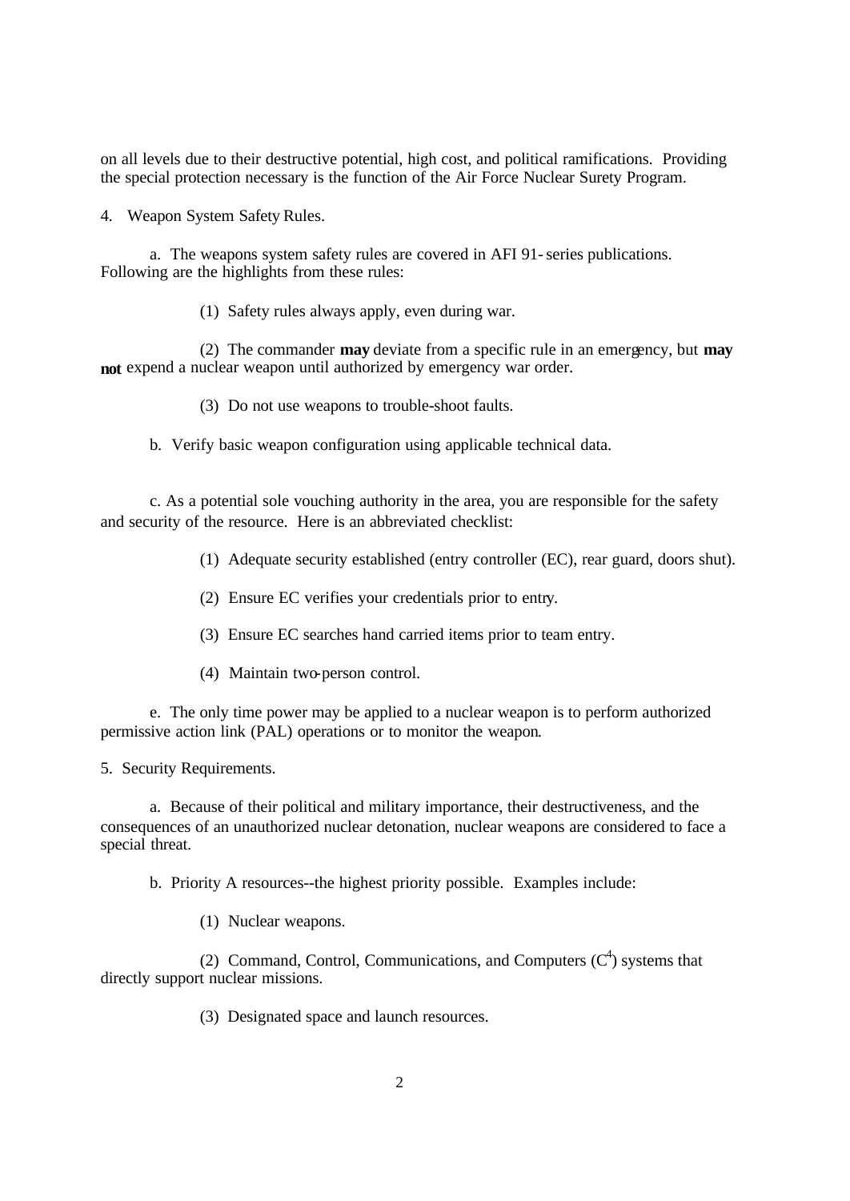on all levels due to their destructive potential, high cost, and political ramifications. Providing the special protection necessary is the function of the Air Force Nuclear Surety Program.

4. Weapon System Safety Rules.

a. The weapons system safety rules are covered in AFI 91-series publications. Following are the highlights from these rules:

(1) Safety rules always apply, even during war.

(2) The commander **may** deviate from a specific rule in an emergency, but **may not** expend a nuclear weapon until authorized by emergency war order.

(3) Do not use weapons to trouble-shoot faults.

b. Verify basic weapon configuration using applicable technical data.

c. As a potential sole vouching authority in the area, you are responsible for the safety and security of the resource. Here is an abbreviated checklist:

(1) Adequate security established (entry controller (EC), rear guard, doors shut).

(2) Ensure EC verifies your credentials prior to entry.

(3) Ensure EC searches hand carried items prior to team entry.

(4) Maintain two-person control.

e. The only time power may be applied to a nuclear weapon is to perform authorized permissive action link (PAL) operations or to monitor the weapon.

5. Security Requirements.

a. Because of their political and military importance, their destructiveness, and the consequences of an unauthorized nuclear detonation, nuclear weapons are considered to face a special threat.

b. Priority A resources--the highest priority possible. Examples include:

(1) Nuclear weapons.

(2) Command, Control, Communications, and Computers ($C^4$) systems that directly support nuclear missions.

(3) Designated space and launch resources.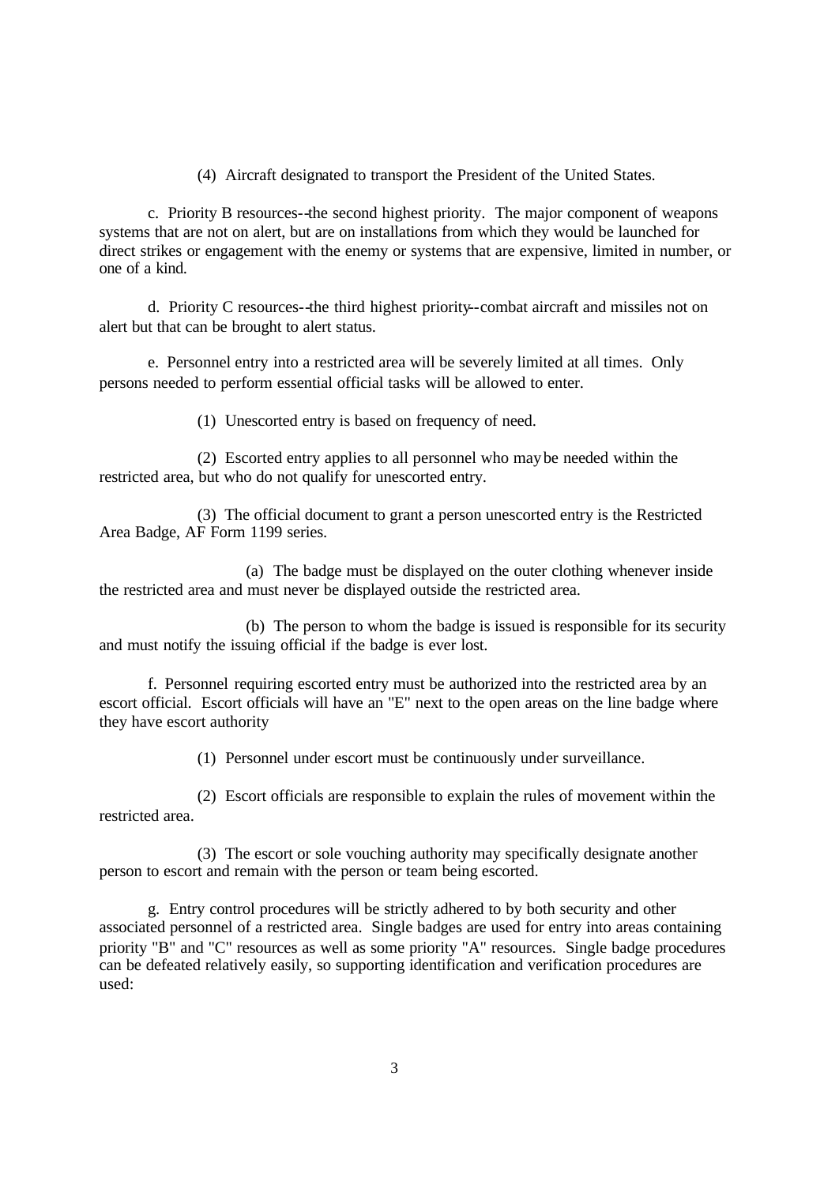(4) Aircraft designated to transport the President of the United States.

c. Priority B resources--the second highest priority. The major component of weapons systems that are not on alert, but are on installations from which they would be launched for direct strikes or engagement with the enemy or systems that are expensive, limited in number, or one of a kind.

d. Priority C resources--the third highest priority--combat aircraft and missiles not on alert but that can be brought to alert status.

e. Personnel entry into a restricted area will be severely limited at all times. Only persons needed to perform essential official tasks will be allowed to enter.

(1) Unescorted entry is based on frequency of need.

(2) Escorted entry applies to all personnel who may be needed within the restricted area, but who do not qualify for unescorted entry.

(3) The official document to grant a person unescorted entry is the Restricted Area Badge, AF Form 1199 series.

(a) The badge must be displayed on the outer clothing whenever inside the restricted area and must never be displayed outside the restricted area.

(b) The person to whom the badge is issued is responsible for its security and must notify the issuing official if the badge is ever lost.

f. Personnel requiring escorted entry must be authorized into the restricted area by an escort official. Escort officials will have an "E" next to the open areas on the line badge where they have escort authority

(1) Personnel under escort must be continuously under surveillance.

(2) Escort officials are responsible to explain the rules of movement within the restricted area.

(3) The escort or sole vouching authority may specifically designate another person to escort and remain with the person or team being escorted.

g. Entry control procedures will be strictly adhered to by both security and other associated personnel of a restricted area. Single badges are used for entry into areas containing priority "B" and "C" resources as well as some priority "A" resources. Single badge procedures can be defeated relatively easily, so supporting identification and verification procedures are used: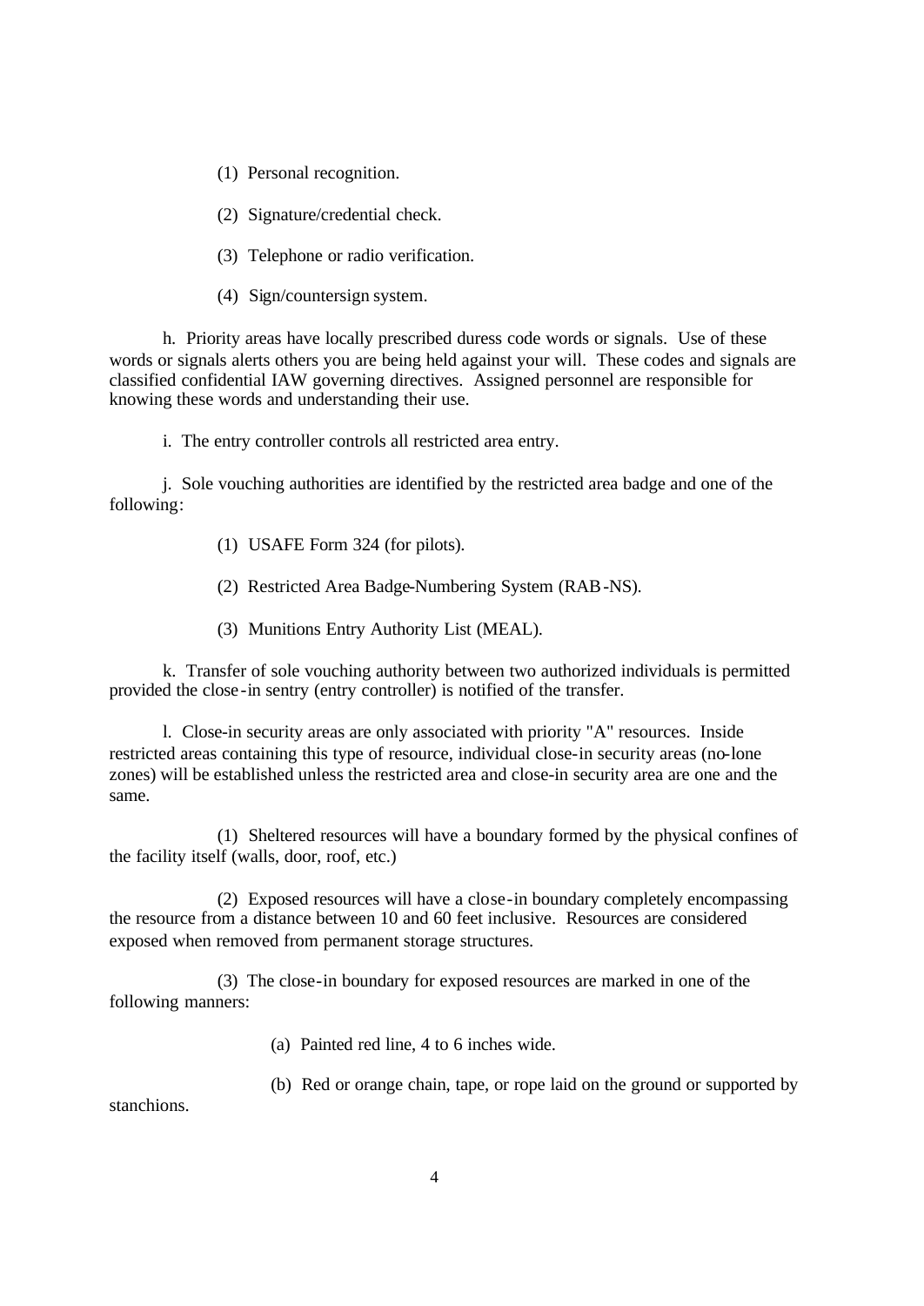(1) Personal recognition.

(2) Signature/credential check.

(3) Telephone or radio verification.

(4) Sign/countersign system.

h. Priority areas have locally prescribed duress code words or signals. Use of these words or signals alerts others you are being held against your will. These codes and signals are classified confidential IAW governing directives. Assigned personnel are responsible for knowing these words and understanding their use.

i. The entry controller controls all restricted area entry.

j. Sole vouching authorities are identified by the restricted area badge and one of the following:

(1) USAFE Form 324 (for pilots).

(2) Restricted Area Badge-Numbering System (RAB-NS).

(3) Munitions Entry Authority List (MEAL).

k. Transfer of sole vouching authority between two authorized individuals is permitted provided the close-in sentry (entry controller) is notified of the transfer.

l. Close-in security areas are only associated with priority "A" resources. Inside restricted areas containing this type of resource, individual close-in security areas (no-lone zones) will be established unless the restricted area and close-in security area are one and the same.

(1) Sheltered resources will have a boundary formed by the physical confines of the facility itself (walls, door, roof, etc.)

(2) Exposed resources will have a close-in boundary completely encompassing the resource from a distance between 10 and 60 feet inclusive. Resources are considered exposed when removed from permanent storage structures.

(3) The close-in boundary for exposed resources are marked in one of the following manners:

(a) Painted red line, 4 to 6 inches wide.

(b) Red or orange chain, tape, or rope laid on the ground or supported by stanchions.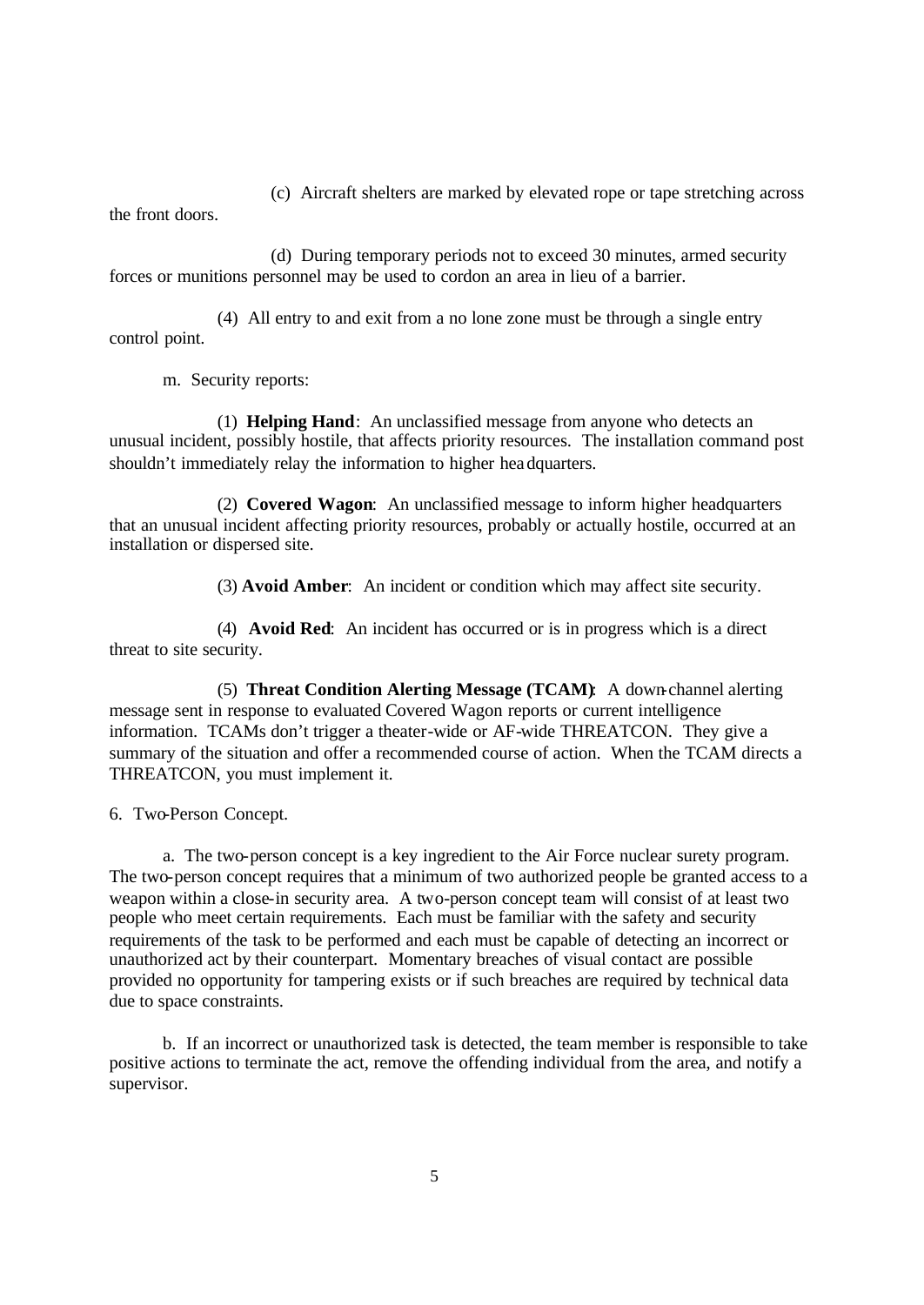(c) Aircraft shelters are marked by elevated rope or tape stretching across the front doors.

(d) During temporary periods not to exceed 30 minutes, armed security forces or munitions personnel may be used to cordon an area in lieu of a barrier.

(4) All entry to and exit from a no lone zone must be through a single entry control point.

m. Security reports:

(1) **Helping Hand**: An unclassified message from anyone who detects an unusual incident, possibly hostile, that affects priority resources. The installation command post shouldn't immediately relay the information to higher headquarters.

(2) **Covered Wagon**: An unclassified message to inform higher headquarters that an unusual incident affecting priority resources, probably or actually hostile, occurred at an installation or dispersed site.

(3) **Avoid Amber**: An incident or condition which may affect site security.

(4) **Avoid Red**: An incident has occurred or is in progress which is a direct threat to site security.

(5) **Threat Condition Alerting Message (TCAM)**: A down-channel alerting message sent in response to evaluated Covered Wagon reports or current intelligence information. TCAMs don't trigger a theater-wide or AF-wide THREATCON. They give a summary of the situation and offer a recommended course of action. When the TCAM directs a THREATCON, you must implement it.

6. Two-Person Concept.

a. The two-person concept is a key ingredient to the Air Force nuclear surety program. The two-person concept requires that a minimum of two authorized people be granted access to a weapon within a close-in security area. A two-person concept team will consist of at least two people who meet certain requirements. Each must be familiar with the safety and security requirements of the task to be performed and each must be capable of detecting an incorrect or unauthorized act by their counterpart. Momentary breaches of visual contact are possible provided no opportunity for tampering exists or if such breaches are required by technical data due to space constraints.

b. If an incorrect or unauthorized task is detected, the team member is responsible to take positive actions to terminate the act, remove the offending individual from the area, and notify a supervisor.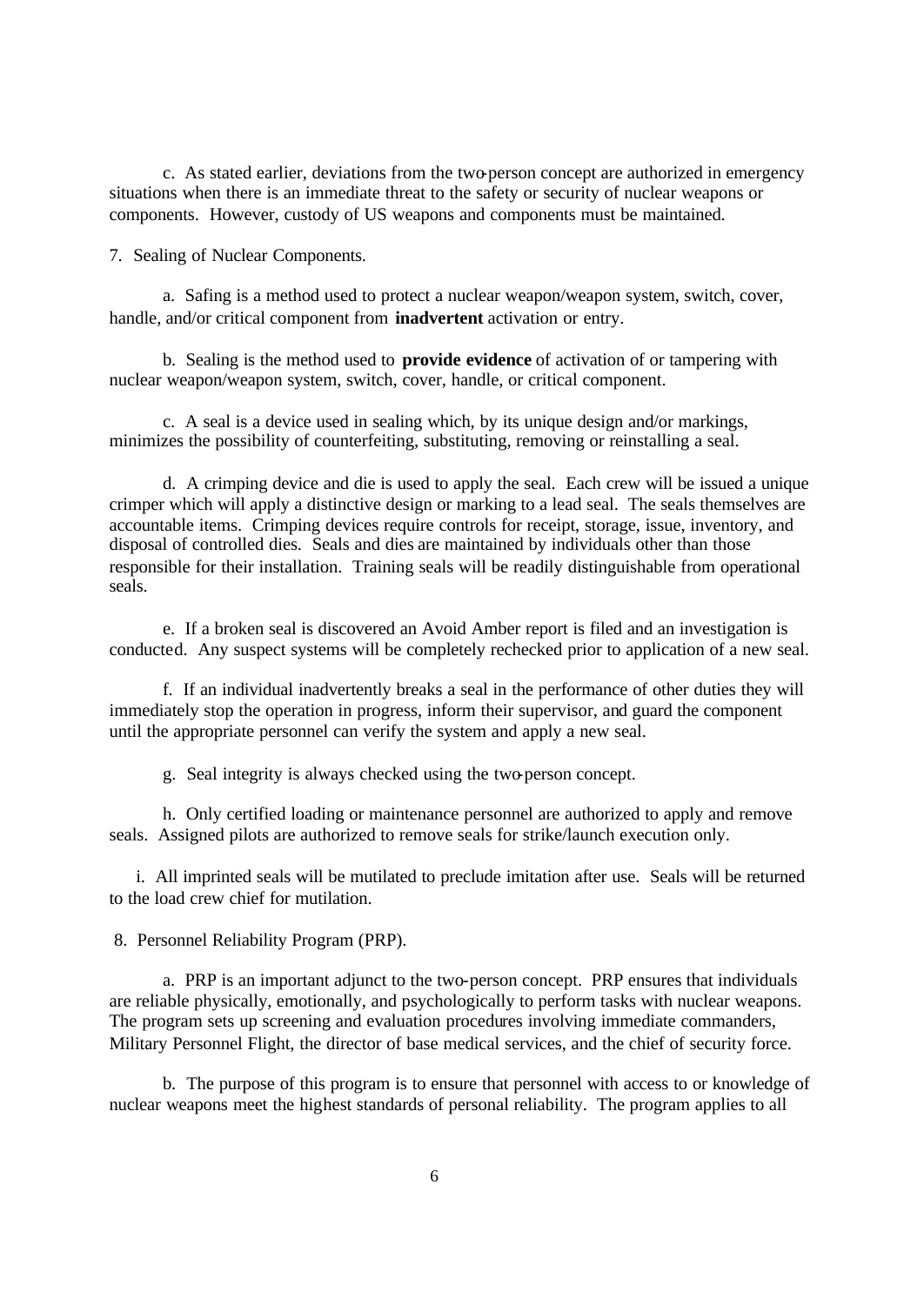c. As stated earlier, deviations from the two-person concept are authorized in emergency situations when there is an immediate threat to the safety or security of nuclear weapons or components. However, custody of US weapons and components must be maintained.

7. Sealing of Nuclear Components.

a. Safing is a method used to protect a nuclear weapon/weapon system, switch, cover, handle, and/or critical component from **inadvertent** activation or entry.

b. Sealing is the method used to **provide evidence** of activation of or tampering with nuclear weapon/weapon system, switch, cover, handle, or critical component.

c. A seal is a device used in sealing which, by its unique design and/or markings, minimizes the possibility of counterfeiting, substituting, removing or reinstalling a seal.

d. A crimping device and die is used to apply the seal. Each crew will be issued a unique crimper which will apply a distinctive design or marking to a lead seal. The seals themselves are accountable items. Crimping devices require controls for receipt, storage, issue, inventory, and disposal of controlled dies. Seals and dies are maintained by individuals other than those responsible for their installation. Training seals will be readily distinguishable from operational seals.

e. If a broken seal is discovered an Avoid Amber report is filed and an investigation is conducted. Any suspect systems will be completely rechecked prior to application of a new seal.

f. If an individual inadvertently breaks a seal in the performance of other duties they will immediately stop the operation in progress, inform their supervisor, and guard the component until the appropriate personnel can verify the system and apply a new seal.

g. Seal integrity is always checked using the two-person concept.

h. Only certified loading or maintenance personnel are authorized to apply and remove seals. Assigned pilots are authorized to remove seals for strike/launch execution only.

i. All imprinted seals will be mutilated to preclude imitation after use. Seals will be returned to the load crew chief for mutilation.

8. Personnel Reliability Program (PRP).

a. PRP is an important adjunct to the two-person concept. PRP ensures that individuals are reliable physically, emotionally, and psychologically to perform tasks with nuclear weapons. The program sets up screening and evaluation procedures involving immediate commanders, Military Personnel Flight, the director of base medical services, and the chief of security force.

b. The purpose of this program is to ensure that personnel with access to or knowledge of nuclear weapons meet the highest standards of personal reliability. The program applies to all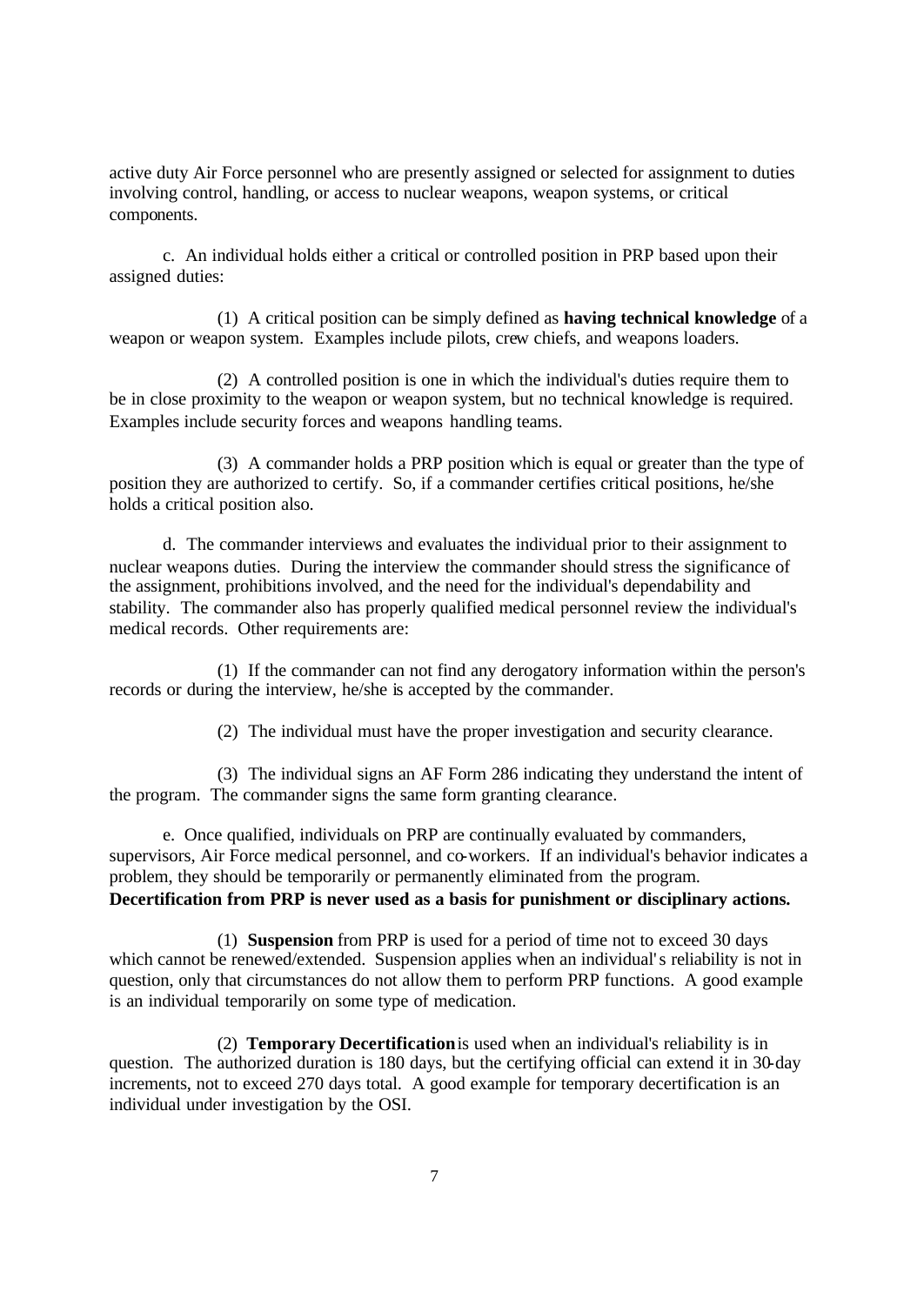active duty Air Force personnel who are presently assigned or selected for assignment to duties involving control, handling, or access to nuclear weapons, weapon systems, or critical components.

c. An individual holds either a critical or controlled position in PRP based upon their assigned duties:

(1) A critical position can be simply defined as **having technical knowledge** of a weapon or weapon system. Examples include pilots, crew chiefs, and weapons loaders.

(2) A controlled position is one in which the individual's duties require them to be in close proximity to the weapon or weapon system, but no technical knowledge is required. Examples include security forces and weapons handling teams.

(3) A commander holds a PRP position which is equal or greater than the type of position they are authorized to certify. So, if a commander certifies critical positions, he/she holds a critical position also.

d. The commander interviews and evaluates the individual prior to their assignment to nuclear weapons duties. During the interview the commander should stress the significance of the assignment, prohibitions involved, and the need for the individual's dependability and stability. The commander also has properly qualified medical personnel review the individual's medical records. Other requirements are:

(1) If the commander can not find any derogatory information within the person's records or during the interview, he/she is accepted by the commander.

(2) The individual must have the proper investigation and security clearance.

(3) The individual signs an AF Form 286 indicating they understand the intent of the program. The commander signs the same form granting clearance.

e. Once qualified, individuals on PRP are continually evaluated by commanders, supervisors, Air Force medical personnel, and co-workers. If an individual's behavior indicates a problem, they should be temporarily or permanently eliminated from the program. **Decertification from PRP is never used as a basis for punishment or disciplinary actions.**

(1) **Suspension** from PRP is used for a period of time not to exceed 30 days which cannot be renewed/extended. Suspension applies when an individual's reliability is not in question, only that circumstances do not allow them to perform PRP functions. A good example is an individual temporarily on some type of medication.

(2) **Temporary Decertification** is used when an individual's reliability is in question. The authorized duration is 180 days, but the certifying official can extend it in 30-day increments, not to exceed 270 days total. A good example for temporary decertification is an individual under investigation by the OSI.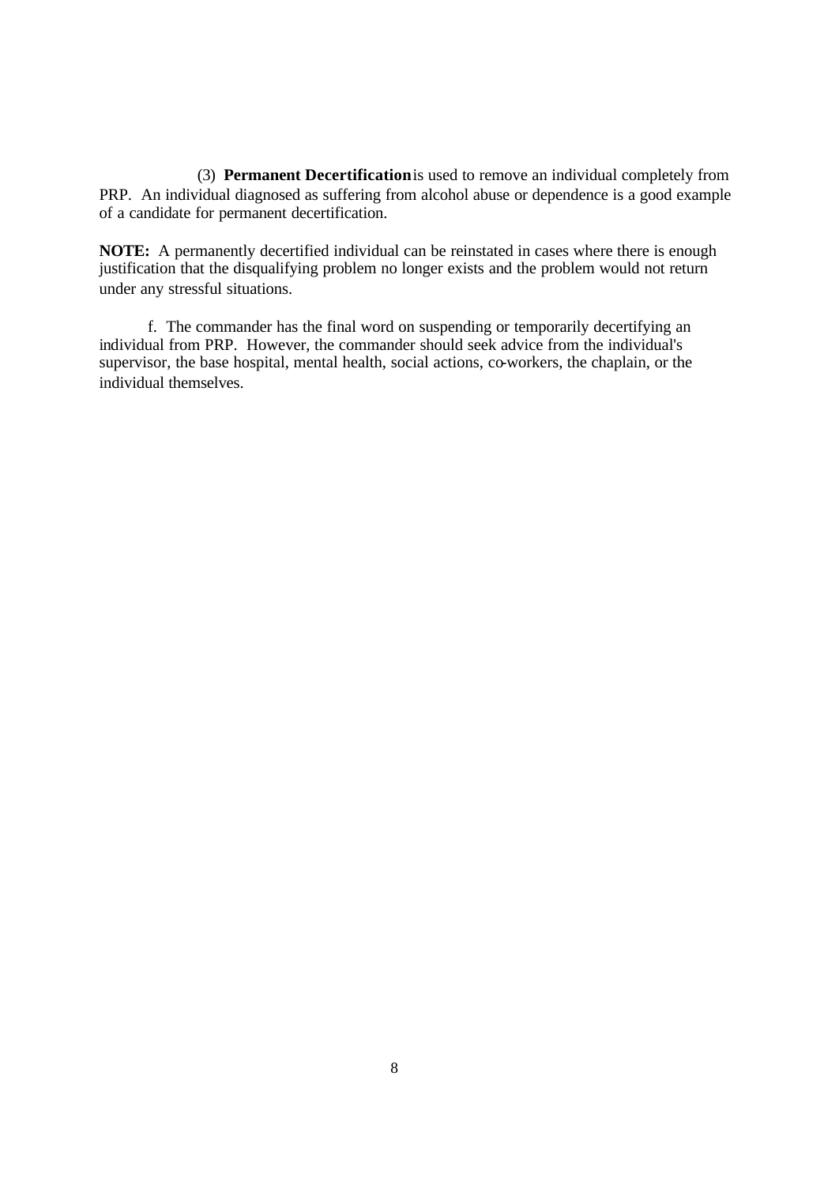(3) **Permanent Decertification** is used to remove an individual completely from PRP. An individual diagnosed as suffering from alcohol abuse or dependence is a good example of a candidate for permanent decertification.

**NOTE:** A permanently decertified individual can be reinstated in cases where there is enough justification that the disqualifying problem no longer exists and the problem would not return under any stressful situations.

f. The commander has the final word on suspending or temporarily decertifying an individual from PRP. However, the commander should seek advice from the individual's supervisor, the base hospital, mental health, social actions, co-workers, the chaplain, or the individual themselves.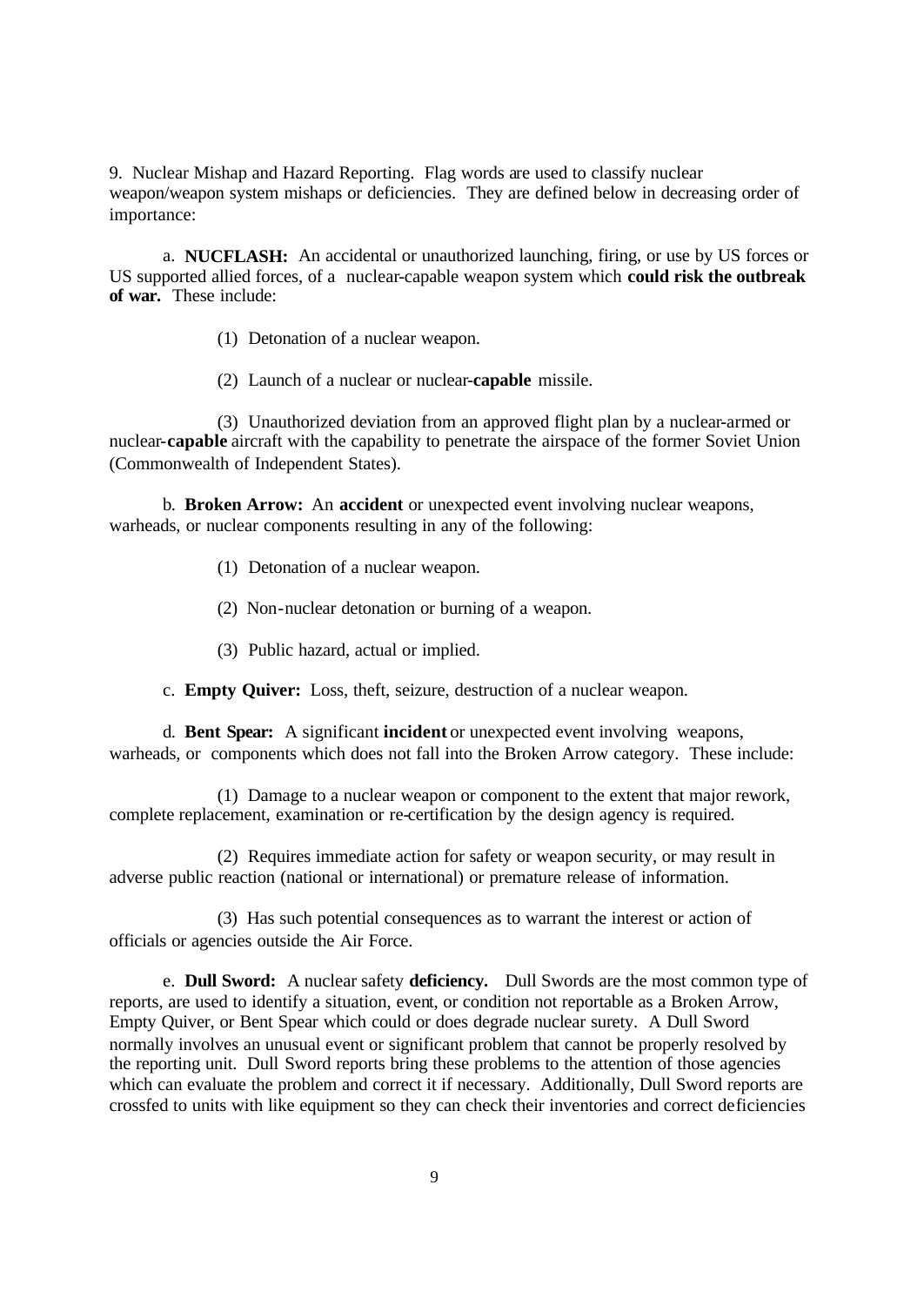9. Nuclear Mishap and Hazard Reporting. Flag words are used to classify nuclear weapon/weapon system mishaps or deficiencies. They are defined below in decreasing order of importance:

a. **NUCFLASH:** An accidental or unauthorized launching, firing, or use by US forces or US supported allied forces, of a nuclear-capable weapon system which **could risk the outbreak of war.** These include:

(1) Detonation of a nuclear weapon.

(2) Launch of a nuclear or nuclear-**capable** missile.

(3) Unauthorized deviation from an approved flight plan by a nuclear-armed or nuclear-**capable** aircraft with the capability to penetrate the airspace of the former Soviet Union (Commonwealth of Independent States).

b. **Broken Arrow:** An **accident** or unexpected event involving nuclear weapons, warheads, or nuclear components resulting in any of the following:

(1) Detonation of a nuclear weapon.

(2) Non-nuclear detonation or burning of a weapon.

(3) Public hazard, actual or implied.

c. **Empty Quiver:** Loss, theft, seizure, destruction of a nuclear weapon.

d. **Bent Spear:** A significant **incident** or unexpected event involving weapons, warheads, or components which does not fall into the Broken Arrow category. These include:

(1) Damage to a nuclear weapon or component to the extent that major rework, complete replacement, examination or re-certification by the design agency is required.

(2) Requires immediate action for safety or weapon security, or may result in adverse public reaction (national or international) or premature release of information.

(3) Has such potential consequences as to warrant the interest or action of officials or agencies outside the Air Force.

e. **Dull Sword:** A nuclear safety **deficiency.** Dull Swords are the most common type of reports, are used to identify a situation, event, or condition not reportable as a Broken Arrow, Empty Quiver, or Bent Spear which could or does degrade nuclear surety. A Dull Sword normally involves an unusual event or significant problem that cannot be properly resolved by the reporting unit. Dull Sword reports bring these problems to the attention of those agencies which can evaluate the problem and correct it if necessary. Additionally, Dull Sword reports are crossfed to units with like equipment so they can check their inventories and correct deficiencies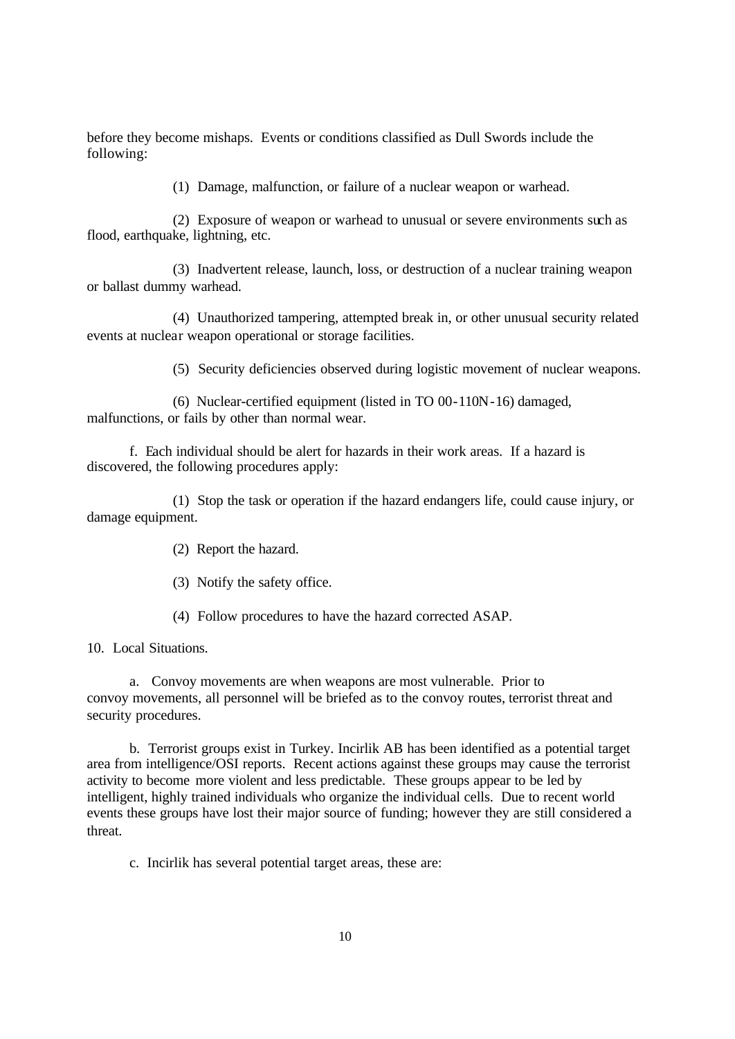before they become mishaps. Events or conditions classified as Dull Swords include the following:

(1) Damage, malfunction, or failure of a nuclear weapon or warhead.

(2) Exposure of weapon or warhead to unusual or severe environments such as flood, earthquake, lightning, etc.

(3) Inadvertent release, launch, loss, or destruction of a nuclear training weapon or ballast dummy warhead.

(4) Unauthorized tampering, attempted break in, or other unusual security related events at nuclear weapon operational or storage facilities.

(5) Security deficiencies observed during logistic movement of nuclear weapons.

(6) Nuclear-certified equipment (listed in TO 00-110N-16) damaged, malfunctions, or fails by other than normal wear.

f. Each individual should be alert for hazards in their work areas. If a hazard is discovered, the following procedures apply:

(1) Stop the task or operation if the hazard endangers life, could cause injury, or damage equipment.

(2) Report the hazard.

(3) Notify the safety office.

(4) Follow procedures to have the hazard corrected ASAP.

10. Local Situations.

a. Convoy movements are when weapons are most vulnerable. Prior to convoy movements, all personnel will be briefed as to the convoy routes, terrorist threat and security procedures.

b. Terrorist groups exist in Turkey. Incirlik AB has been identified as a potential target area from intelligence/OSI reports. Recent actions against these groups may cause the terrorist activity to become more violent and less predictable. These groups appear to be led by intelligent, highly trained individuals who organize the individual cells. Due to recent world events these groups have lost their major source of funding; however they are still considered a threat.

c. Incirlik has several potential target areas, these are: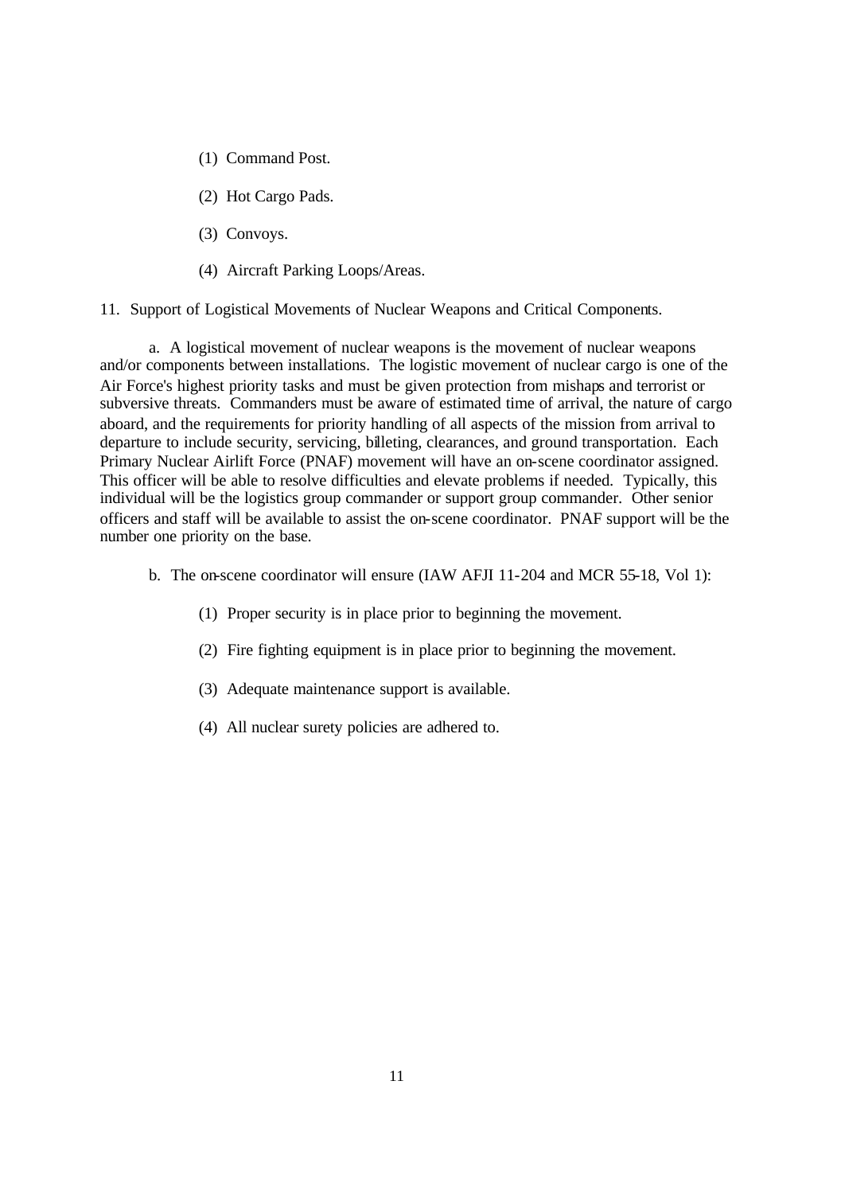(1) Command Post.

(2) Hot Cargo Pads.

(3) Convoys.

(4) Aircraft Parking Loops/Areas.

11. Support of Logistical Movements of Nuclear Weapons and Critical Components.

a. A logistical movement of nuclear weapons is the movement of nuclear weapons and/or components between installations. The logistic movement of nuclear cargo is one of the Air Force's highest priority tasks and must be given protection from mishaps and terrorist or subversive threats. Commanders must be aware of estimated time of arrival, the nature of cargo aboard, and the requirements for priority handling of all aspects of the mission from arrival to departure to include security, servicing, billeting, clearances, and ground transportation. Each Primary Nuclear Airlift Force (PNAF) movement will have an on-scene coordinator assigned. This officer will be able to resolve difficulties and elevate problems if needed. Typically, this individual will be the logistics group commander or support group commander. Other senior officers and staff will be available to assist the on-scene coordinator. PNAF support will be the number one priority on the base.

b. The on-scene coordinator will ensure (IAW AFJI 11-204 and MCR 55-18, Vol 1):

(1) Proper security is in place prior to beginning the movement.

(2) Fire fighting equipment is in place prior to beginning the movement.

(3) Adequate maintenance support is available.

(4) All nuclear surety policies are adhered to.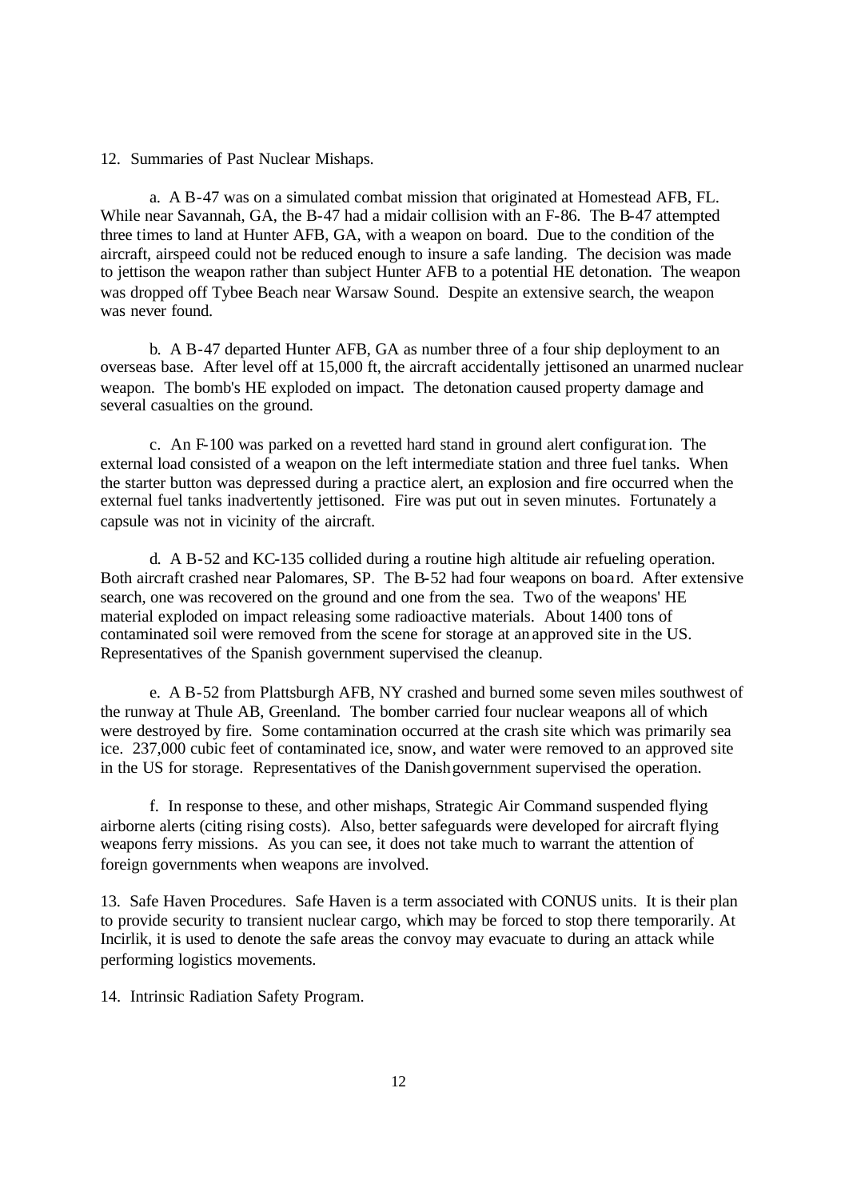12. Summaries of Past Nuclear Mishaps.

a. A B-47 was on a simulated combat mission that originated at Homestead AFB, FL. While near Savannah, GA, the B-47 had a midair collision with an F-86. The B-47 attempted three times to land at Hunter AFB, GA, with a weapon on board. Due to the condition of the aircraft, airspeed could not be reduced enough to insure a safe landing. The decision was made to jettison the weapon rather than subject Hunter AFB to a potential HE detonation. The weapon was dropped off Tybee Beach near Warsaw Sound. Despite an extensive search, the weapon was never found.

b. A B-47 departed Hunter AFB, GA as number three of a four ship deployment to an overseas base. After level off at 15,000 ft, the aircraft accidentally jettisoned an unarmed nuclear weapon. The bomb's HE exploded on impact. The detonation caused property damage and several casualties on the ground.

c. An F-100 was parked on a revetted hard stand in ground alert configuration. The external load consisted of a weapon on the left intermediate station and three fuel tanks. When the starter button was depressed during a practice alert, an explosion and fire occurred when the external fuel tanks inadvertently jettisoned. Fire was put out in seven minutes. Fortunately a capsule was not in vicinity of the aircraft.

d. A B-52 and KC-135 collided during a routine high altitude air refueling operation. Both aircraft crashed near Palomares, SP. The B-52 had four weapons on board. After extensive search, one was recovered on the ground and one from the sea. Two of the weapons' HE material exploded on impact releasing some radioactive materials. About 1400 tons of contaminated soil were removed from the scene for storage at an approved site in the US. Representatives of the Spanish government supervised the cleanup.

e. A B-52 from Plattsburgh AFB, NY crashed and burned some seven miles southwest of the runway at Thule AB, Greenland. The bomber carried four nuclear weapons all of which were destroyed by fire. Some contamination occurred at the crash site which was primarily sea ice. 237,000 cubic feet of contaminated ice, snow, and water were removed to an approved site in the US for storage. Representatives of the Danish government supervised the operation.

f. In response to these, and other mishaps, Strategic Air Command suspended flying airborne alerts (citing rising costs). Also, better safeguards were developed for aircraft flying weapons ferry missions. As you can see, it does not take much to warrant the attention of foreign governments when weapons are involved.

13. Safe Haven Procedures. Safe Haven is a term associated with CONUS units. It is their plan to provide security to transient nuclear cargo, which may be forced to stop there temporarily. At Incirlik, it is used to denote the safe areas the convoy may evacuate to during an attack while performing logistics movements.

14. Intrinsic Radiation Safety Program.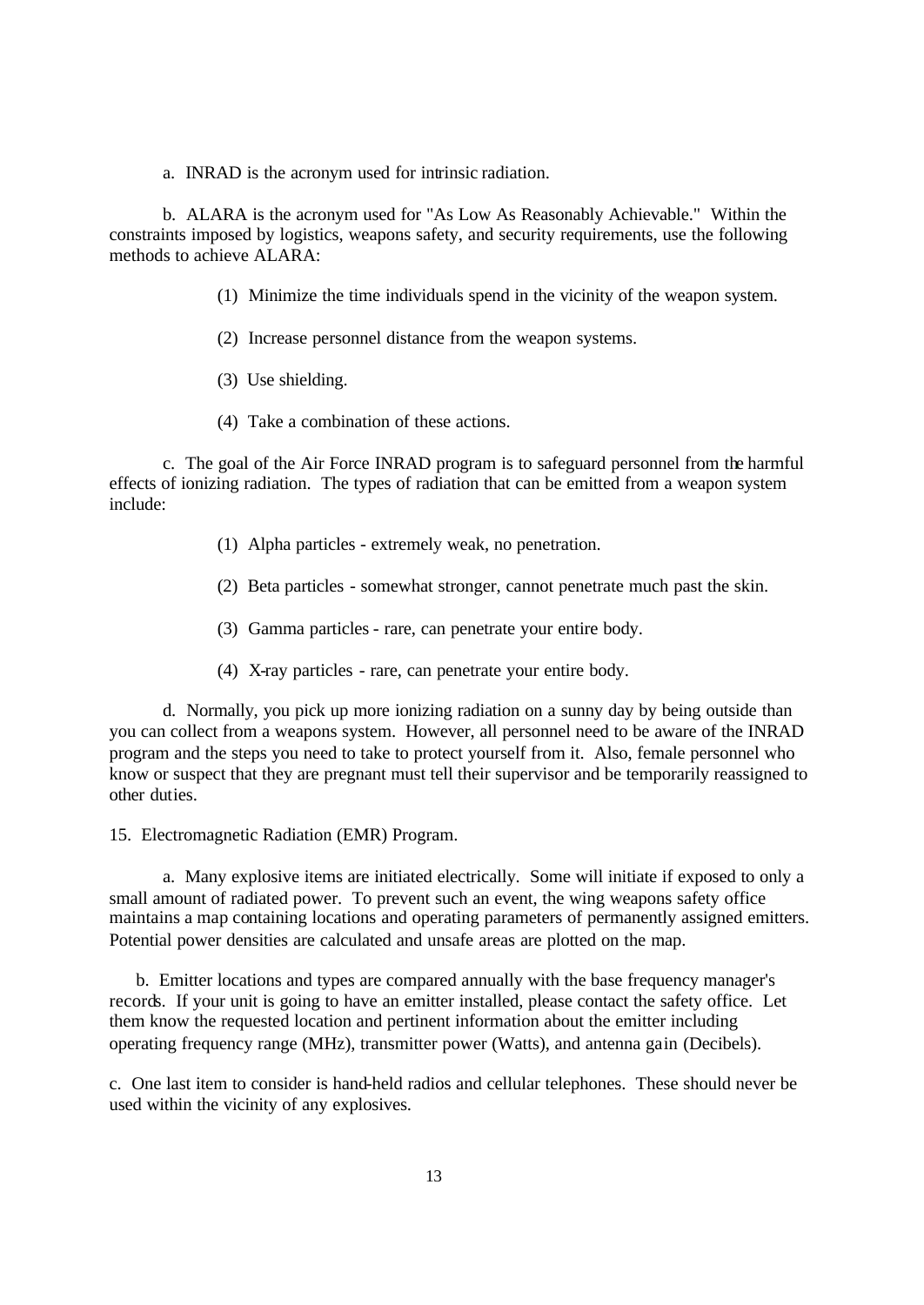a. INRAD is the acronym used for intrinsic radiation.

b. ALARA is the acronym used for "As Low As Reasonably Achievable." Within the constraints imposed by logistics, weapons safety, and security requirements, use the following methods to achieve ALARA:

(1) Minimize the time individuals spend in the vicinity of the weapon system.

(2) Increase personnel distance from the weapon systems.

(3) Use shielding.

(4) Take a combination of these actions.

c. The goal of the Air Force INRAD program is to safeguard personnel from the harmful effects of ionizing radiation. The types of radiation that can be emitted from a weapon system include:

(1) Alpha particles - extremely weak, no penetration.

(2) Beta particles - somewhat stronger, cannot penetrate much past the skin.

(3) Gamma particles - rare, can penetrate your entire body.

(4) X-ray particles - rare, can penetrate your entire body.

d. Normally, you pick up more ionizing radiation on a sunny day by being outside than you can collect from a weapons system. However, all personnel need to be aware of the INRAD program and the steps you need to take to protect yourself from it. Also, female personnel who know or suspect that they are pregnant must tell their supervisor and be temporarily reassigned to other duties.

15. Electromagnetic Radiation (EMR) Program.

a. Many explosive items are initiated electrically. Some will initiate if exposed to only a small amount of radiated power. To prevent such an event, the wing weapons safety office maintains a map containing locations and operating parameters of permanently assigned emitters. Potential power densities are calculated and unsafe areas are plotted on the map.

b. Emitter locations and types are compared annually with the base frequency manager's records. If your unit is going to have an emitter installed, please contact the safety office. Let them know the requested location and pertinent information about the emitter including operating frequency range (MHz), transmitter power (Watts), and antenna gain (Decibels).

c. One last item to consider is hand-held radios and cellular telephones. These should never be used within the vicinity of any explosives.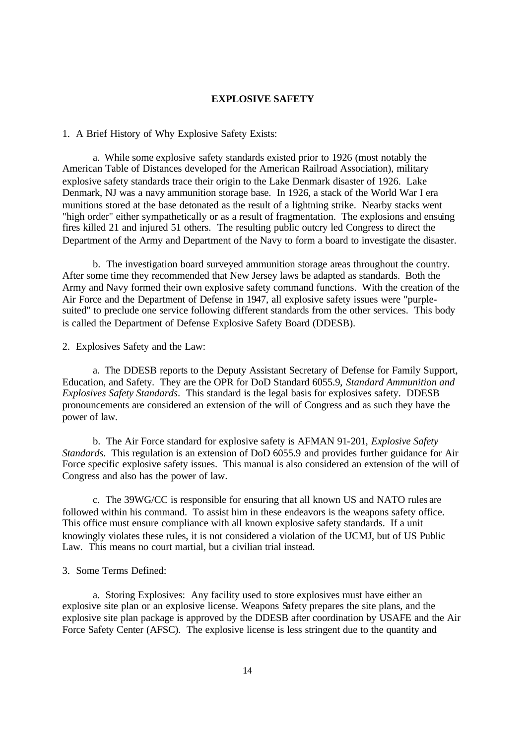## EXPLOSIVE SAFETY

1. A Brief History of Why Explosive Safety Exists:

a. While some explosive safety standards existed prior to 1926 (most notably the American Table of Distances developed for the American Railroad Association), military explosive safety standards trace their origin to the Lake Denmark disaster of 1926. Lake Denmark, NJ was a navy ammunition storage base. In 1926, a stack of the World War I era munitions stored at the base detonated as the result of a lightning strike. Nearby stacks went "high order" either sympathetically or as a result of fragmentation. The explosions and ensuing fires killed 21 and injured 51 others. The resulting public outcry led Congress to direct the Department of the Army and Department of the Navy to form a board to investigate the disaster.

b. The investigation board surveyed ammunition storage areas throughout the country. After some time they recommended that New Jersey laws be adapted as standards. Both the Army and Navy formed their own explosive safety command functions. With the creation of the Air Force and the Department of Defense in 1947, all explosive safety issues were "purple-suited" to preclude one service following different standards from the other services. This body is called the Department of Defense Explosive Safety Board (DDESB).

2. Explosives Safety and the Law:

a. The DDESB reports to the Deputy Assistant Secretary of Defense for Family Support, Education, and Safety. They are the OPR for DoD Standard 6055.9, *Standard Ammunition and Explosives Safety Standards*. This standard is the legal basis for explosives safety. DDESB pronouncements are considered an extension of the will of Congress and as such they have the power of law.

b. The Air Force standard for explosive safety is AFMAN 91-201, *Explosive Safety Standards*. This regulation is an extension of DoD 6055.9 and provides further guidance for Air Force specific explosive safety issues. This manual is also considered an extension of the will of Congress and also has the power of law.

c. The 39WG/CC is responsible for ensuring that all known US and NATO rules are followed within his command. To assist him in these endeavors is the weapons safety office. This office must ensure compliance with all known explosive safety standards. If a unit knowingly violates these rules, it is not considered a violation of the UCMJ, but of US Public Law. This means no court martial, but a civilian trial instead.

3. Some Terms Defined:

a. Storing Explosives: Any facility used to store explosives must have either an explosive site plan or an explosive license. Weapons Safety prepares the site plans, and the explosive site plan package is approved by the DDESB after coordination by USAFE and the Air Force Safety Center (AFSC). The explosive license is less stringent due to the quantity and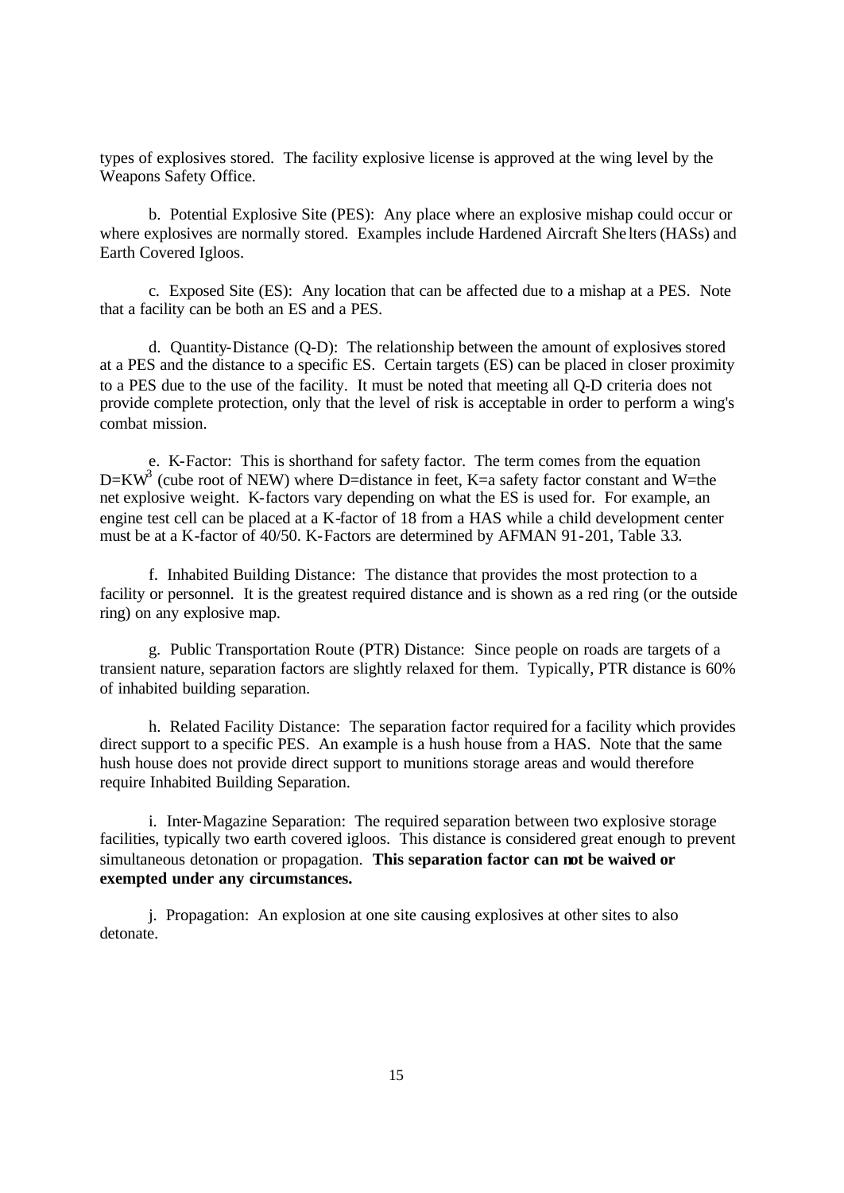types of explosives stored. The facility explosive license is approved at the wing level by the Weapons Safety Office.

b. Potential Explosive Site (PES): Any place where an explosive mishap could occur or where explosives are normally stored. Examples include Hardened Aircraft Shelters (HASs) and Earth Covered Igloos.

c. Exposed Site (ES): Any location that can be affected due to a mishap at a PES. Note that a facility can be both an ES and a PES.

d. Quantity-Distance (Q-D): The relationship between the amount of explosives stored at a PES and the distance to a specific ES. Certain targets (ES) can be placed in closer proximity to a PES due to the use of the facility. It must be noted that meeting all Q-D criteria does not provide complete protection, only that the level of risk is acceptable in order to perform a wing's combat mission.

e. K-Factor: This is shorthand for safety factor. The term comes from the equation $D=KW^3$ (cube root of NEW) where D=distance in feet, K=a safety factor constant and W=the net explosive weight. K-factors vary depending on what the ES is used for. For example, an engine test cell can be placed at a K-factor of 18 from a HAS while a child development center must be at a K-factor of 40/50. K-Factors are determined by AFMAN 91-201, Table 3.3.

f. Inhabited Building Distance: The distance that provides the most protection to a facility or personnel. It is the greatest required distance and is shown as a red ring (or the outside ring) on any explosive map.

g. Public Transportation Route (PTR) Distance: Since people on roads are targets of a transient nature, separation factors are slightly relaxed for them. Typically, PTR distance is 60% of inhabited building separation.

h. Related Facility Distance: The separation factor required for a facility which provides direct support to a specific PES. An example is a hush house from a HAS. Note that the same hush house does not provide direct support to munitions storage areas and would therefore require Inhabited Building Separation.

i. Inter-Magazine Separation: The required separation between two explosive storage facilities, typically two earth covered igloos. This distance is considered great enough to prevent simultaneous detonation or propagation. **This separation factor can not be waived or exempted under any circumstances.**

j. Propagation: An explosion at one site causing explosives at other sites to also detonate.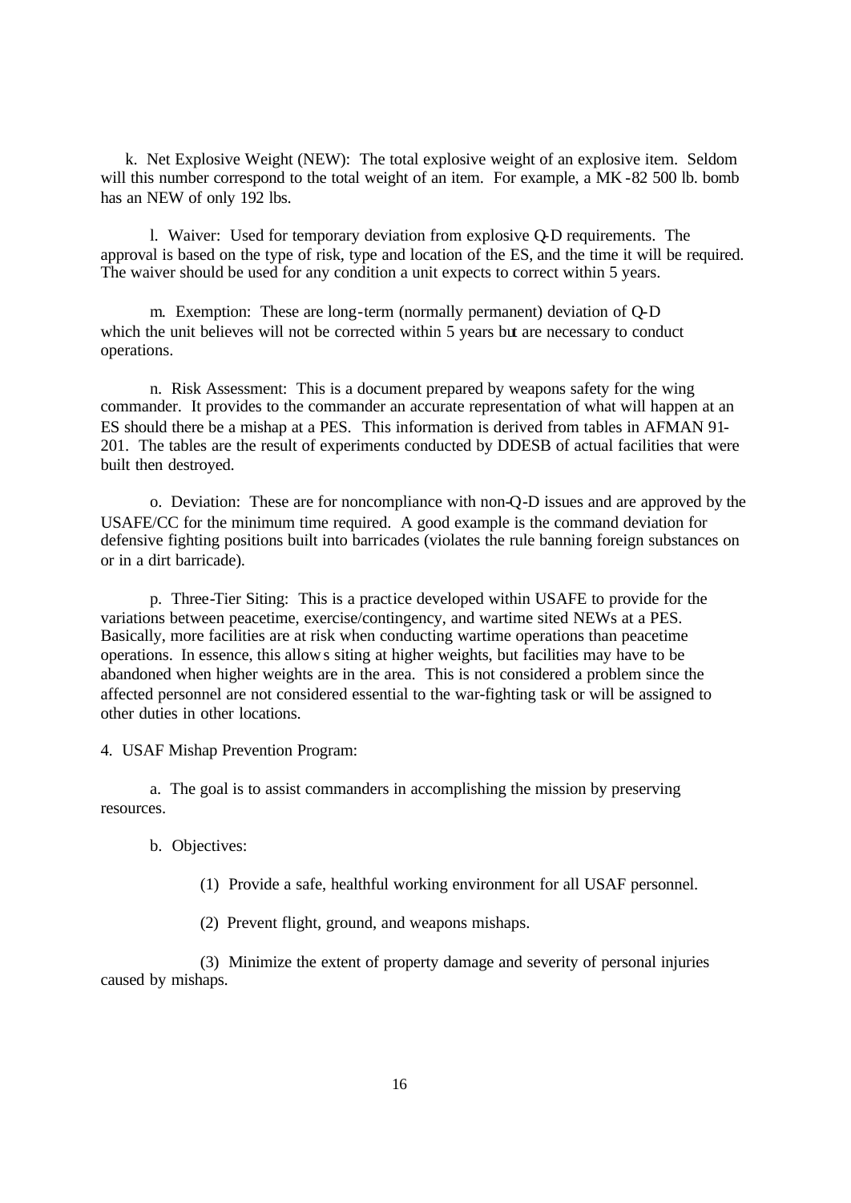k. Net Explosive Weight (NEW): The total explosive weight of an explosive item. Seldom will this number correspond to the total weight of an item. For example, a MK-82 500 lb. bomb has an NEW of only 192 lbs.

l. Waiver: Used for temporary deviation from explosive Q-D requirements. The approval is based on the type of risk, type and location of the ES, and the time it will be required. The waiver should be used for any condition a unit expects to correct within 5 years.

m. Exemption: These are long-term (normally permanent) deviation of Q-D which the unit believes will not be corrected within 5 years but are necessary to conduct operations.

n. Risk Assessment: This is a document prepared by weapons safety for the wing commander. It provides to the commander an accurate representation of what will happen at an ES should there be a mishap at a PES. This information is derived from tables in AFMAN 91-201. The tables are the result of experiments conducted by DDESB of actual facilities that were built then destroyed.

o. Deviation: These are for noncompliance with non-Q-D issues and are approved by the USAFE/CC for the minimum time required. A good example is the command deviation for defensive fighting positions built into barricades (violates the rule banning foreign substances on or in a dirt barricade).

p. Three-Tier Siting: This is a practice developed within USAFE to provide for the variations between peacetime, exercise/contingency, and wartime sited NEWs at a PES. Basically, more facilities are at risk when conducting wartime operations than peacetime operations. In essence, this allows siting at higher weights, but facilities may have to be abandoned when higher weights are in the area. This is not considered a problem since the affected personnel are not considered essential to the war-fighting task or will be assigned to other duties in other locations.

4. USAF Mishap Prevention Program:

a. The goal is to assist commanders in accomplishing the mission by preserving resources.

b. Objectives:

(1) Provide a safe, healthful working environment for all USAF personnel.

(2) Prevent flight, ground, and weapons mishaps.

(3) Minimize the extent of property damage and severity of personal injuries caused by mishaps.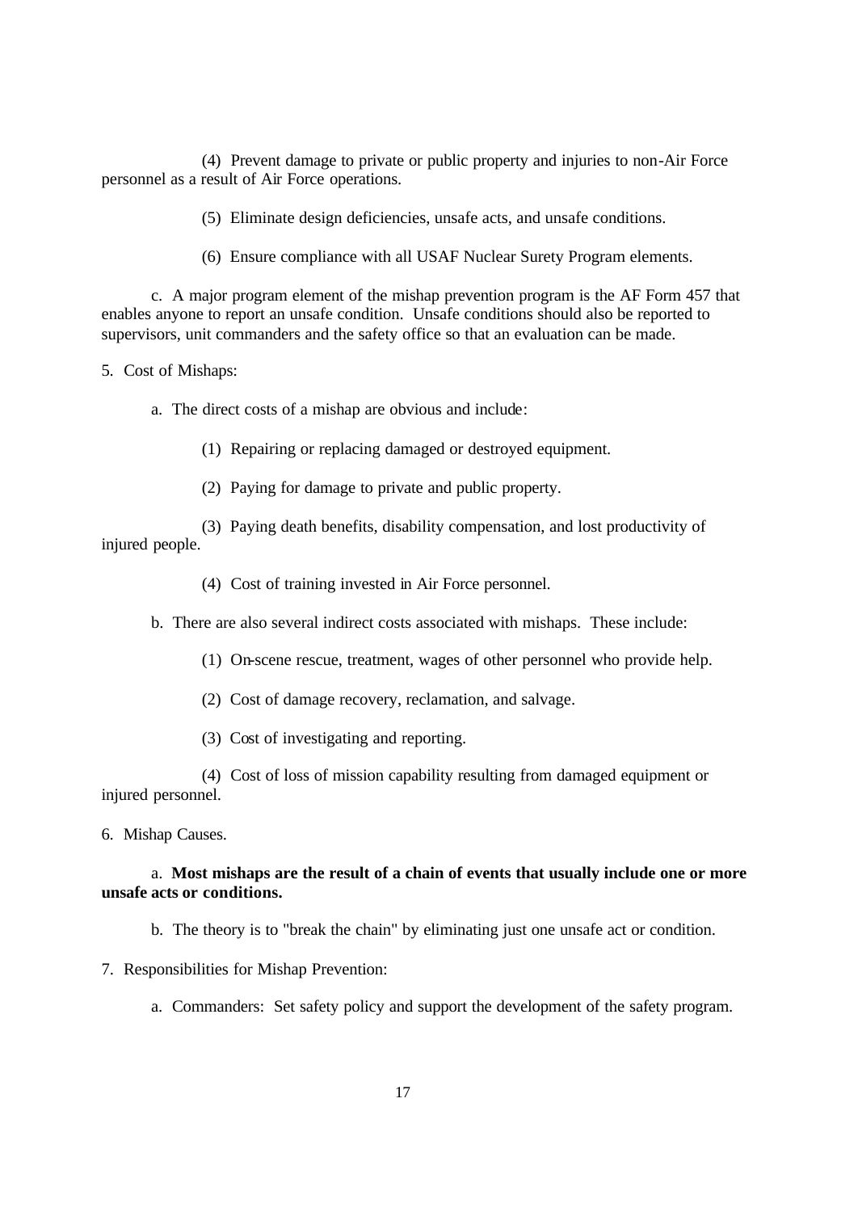(4) Prevent damage to private or public property and injuries to non-Air Force personnel as a result of Air Force operations.

(5) Eliminate design deficiencies, unsafe acts, and unsafe conditions.

(6) Ensure compliance with all USAF Nuclear Surety Program elements.

c. A major program element of the mishap prevention program is the AF Form 457 that enables anyone to report an unsafe condition. Unsafe conditions should also be reported to supervisors, unit commanders and the safety office so that an evaluation can be made.

5. Cost of Mishaps:

a. The direct costs of a mishap are obvious and include:

(1) Repairing or replacing damaged or destroyed equipment.

(2) Paying for damage to private and public property.

(3) Paying death benefits, disability compensation, and lost productivity of injured people.

(4) Cost of training invested in Air Force personnel.

b. There are also several indirect costs associated with mishaps. These include:

(1) On-scene rescue, treatment, wages of other personnel who provide help.

(2) Cost of damage recovery, reclamation, and salvage.

(3) Cost of investigating and reporting.

(4) Cost of loss of mission capability resulting from damaged equipment or injured personnel.

6. Mishap Causes.

a. **Most mishaps are the result of a chain of events that usually include one or more unsafe acts or conditions.**

b. The theory is to "break the chain" by eliminating just one unsafe act or condition.

7. Responsibilities for Mishap Prevention:

a. Commanders: Set safety policy and support the development of the safety program.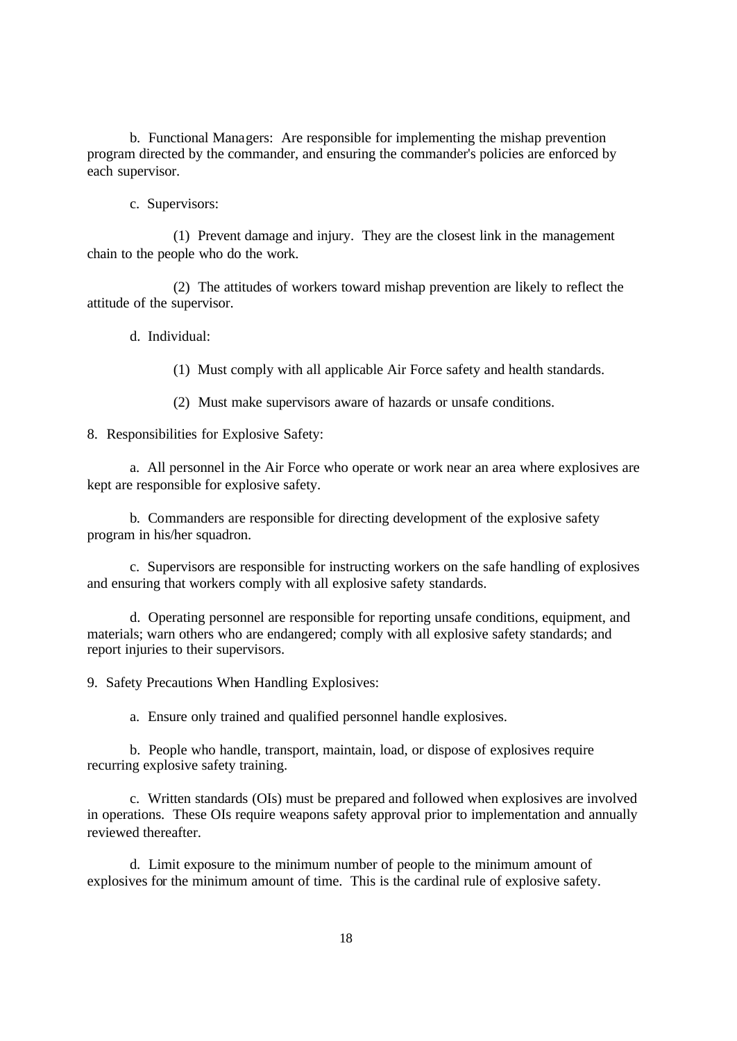b. Functional Managers: Are responsible for implementing the mishap prevention program directed by the commander, and ensuring the commander's policies are enforced by each supervisor.

c. Supervisors:

(1) Prevent damage and injury. They are the closest link in the management chain to the people who do the work.

(2) The attitudes of workers toward mishap prevention are likely to reflect the attitude of the supervisor.

d. Individual:

(1) Must comply with all applicable Air Force safety and health standards.

(2) Must make supervisors aware of hazards or unsafe conditions.

8. Responsibilities for Explosive Safety:

a. All personnel in the Air Force who operate or work near an area where explosives are kept are responsible for explosive safety.

b. Commanders are responsible for directing development of the explosive safety program in his/her squadron.

c. Supervisors are responsible for instructing workers on the safe handling of explosives and ensuring that workers comply with all explosive safety standards.

d. Operating personnel are responsible for reporting unsafe conditions, equipment, and materials; warn others who are endangered; comply with all explosive safety standards; and report injuries to their supervisors.

9. Safety Precautions When Handling Explosives:

a. Ensure only trained and qualified personnel handle explosives.

b. People who handle, transport, maintain, load, or dispose of explosives require recurring explosive safety training.

c. Written standards (OIs) must be prepared and followed when explosives are involved in operations. These OIs require weapons safety approval prior to implementation and annually reviewed thereafter.

d. Limit exposure to the minimum number of people to the minimum amount of explosives for the minimum amount of time. This is the cardinal rule of explosive safety.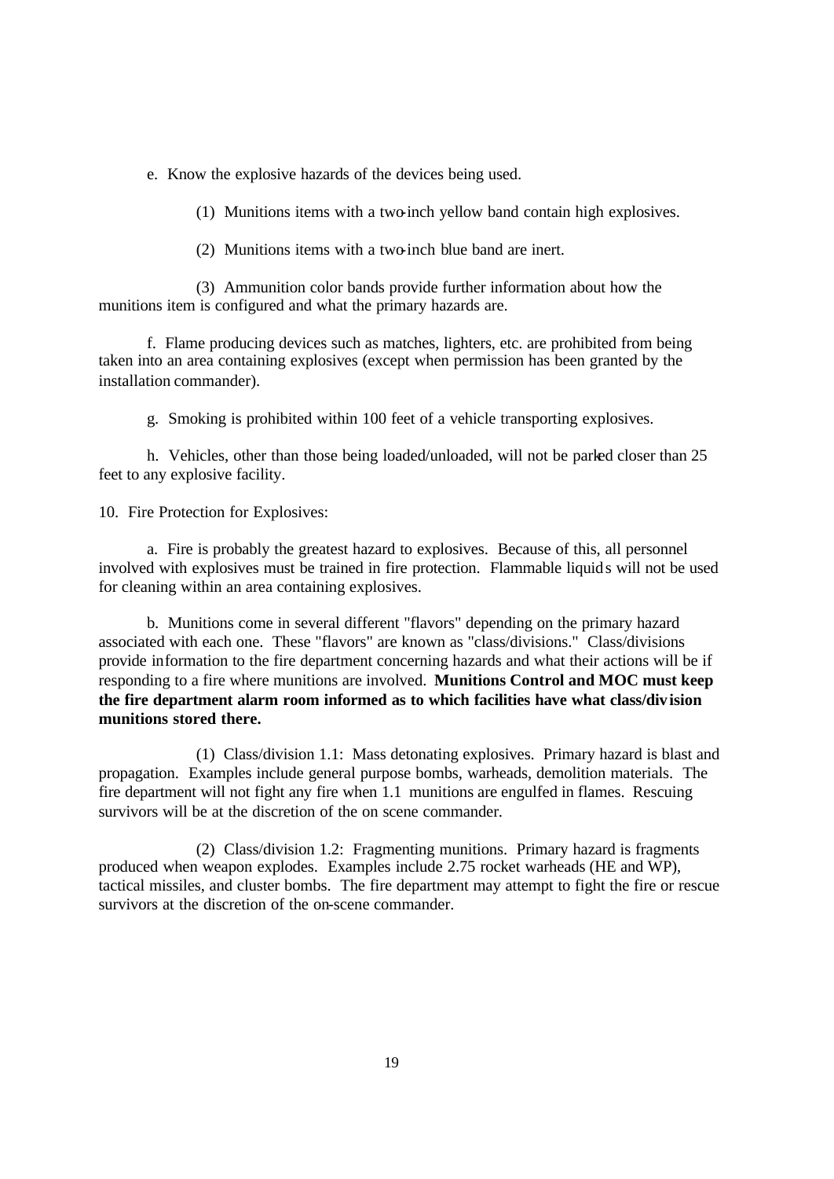e. Know the explosive hazards of the devices being used.

(1) Munitions items with a two-inch yellow band contain high explosives.

(2) Munitions items with a two-inch blue band are inert.

(3) Ammunition color bands provide further information about how the munitions item is configured and what the primary hazards are.

f. Flame producing devices such as matches, lighters, etc. are prohibited from being taken into an area containing explosives (except when permission has been granted by the installation commander).

g. Smoking is prohibited within 100 feet of a vehicle transporting explosives.

h. Vehicles, other than those being loaded/unloaded, will not be parked closer than 25 feet to any explosive facility.

10. Fire Protection for Explosives:

a. Fire is probably the greatest hazard to explosives. Because of this, all personnel involved with explosives must be trained in fire protection. Flammable liquids will not be used for cleaning within an area containing explosives.

b. Munitions come in several different "flavors" depending on the primary hazard associated with each one. These "flavors" are known as "class/divisions." Class/divisions provide information to the fire department concerning hazards and what their actions will be if responding to a fire where munitions are involved. **Munitions Control and MOC must keep the fire department alarm room informed as to which facilities have what class/division munitions stored there.**

(1) Class/division 1.1: Mass detonating explosives. Primary hazard is blast and propagation. Examples include general purpose bombs, warheads, demolition materials. The fire department will not fight any fire when 1.1 munitions are engulfed in flames. Rescuing survivors will be at the discretion of the on scene commander.

(2) Class/division 1.2: Fragmenting munitions. Primary hazard is fragments produced when weapon explodes. Examples include 2.75 rocket warheads (HE and WP), tactical missiles, and cluster bombs. The fire department may attempt to fight the fire or rescue survivors at the discretion of the on-scene commander.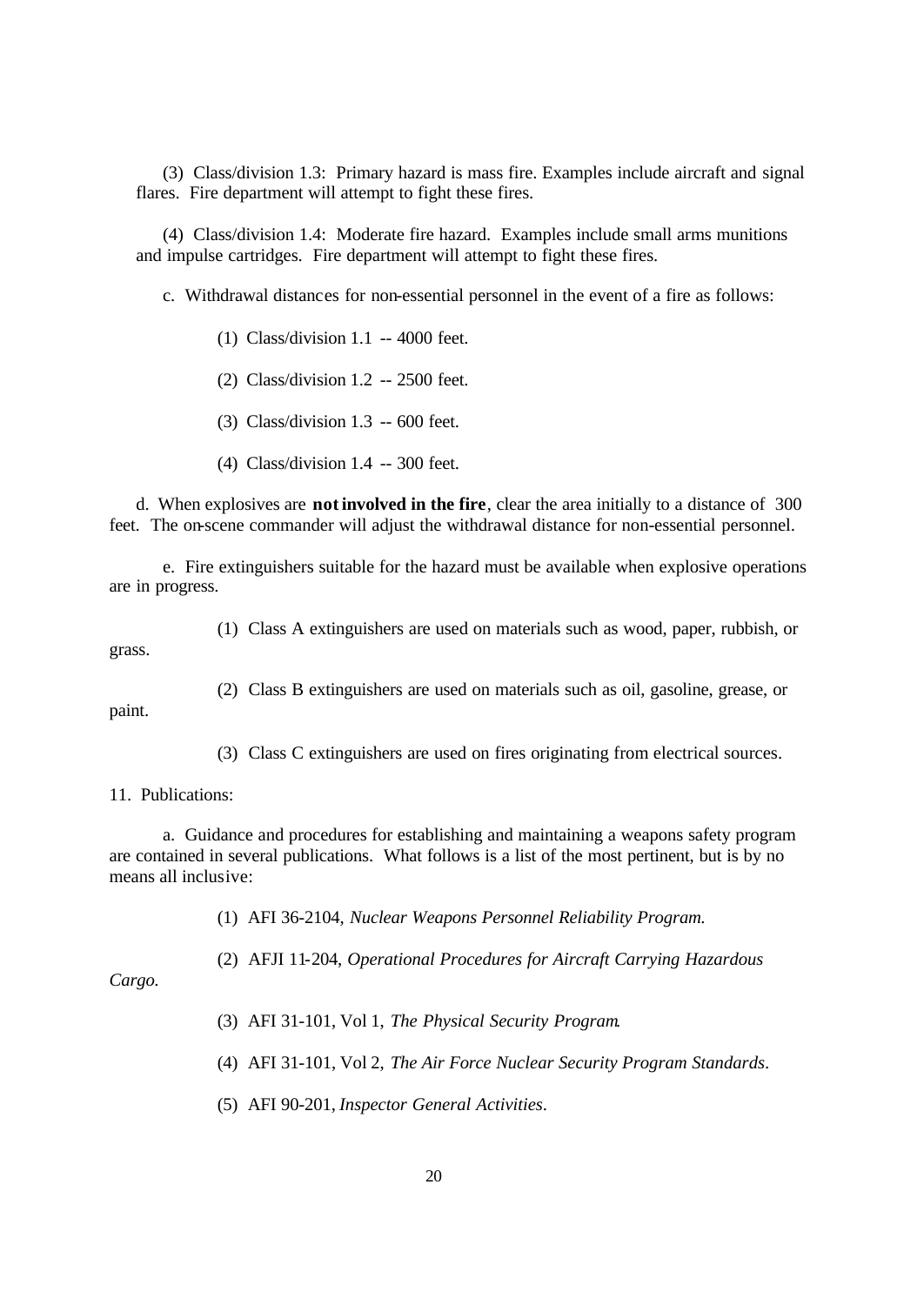(3) Class/division 1.3: Primary hazard is mass fire. Examples include aircraft and signal flares. Fire department will attempt to fight these fires.

(4) Class/division 1.4: Moderate fire hazard. Examples include small arms munitions and impulse cartridges. Fire department will attempt to fight these fires.

c. Withdrawal distances for non-essential personnel in the event of a fire as follows:

(1) Class/division 1.1 -- 4000 feet.

(2) Class/division 1.2 -- 2500 feet.

(3) Class/division 1.3 -- 600 feet.

(4) Class/division 1.4 -- 300 feet.

d. When explosives are **not involved in the fire**, clear the area initially to a distance of 300 feet. The on-scene commander will adjust the withdrawal distance for non-essential personnel.

e. Fire extinguishers suitable for the hazard must be available when explosive operations are in progress.

(1) Class A extinguishers are used on materials such as wood, paper, rubbish, or grass.

(2) Class B extinguishers are used on materials such as oil, gasoline, grease, or paint.

(3) Class C extinguishers are used on fires originating from electrical sources.

11. Publications:

a. Guidance and procedures for establishing and maintaining a weapons safety program are contained in several publications. What follows is a list of the most pertinent, but is by no means all inclusive:

(1) AFI 36-2104, *Nuclear Weapons Personnel Reliability Program.*

(2) AFJI 11-204, *Operational Procedures for Aircraft Carrying Hazardous Cargo.*

(3) AFI 31-101, Vol 1, *The Physical Security Program*.

(4) AFI 31-101, Vol 2, *The Air Force Nuclear Security Program Standards*.

(5) AFI 90-201, *Inspector General Activities*.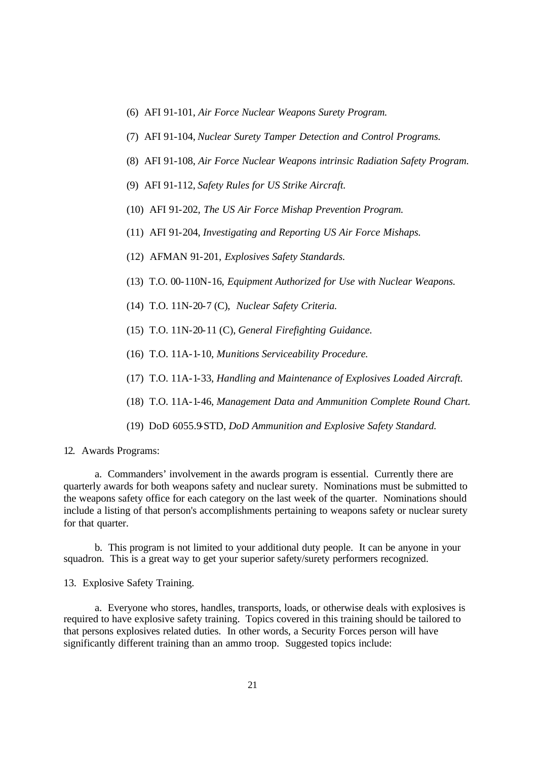(6) AFI 91-101, *Air Force Nuclear Weapons Surety Program.*

(7) AFI 91-104, *Nuclear Surety Tamper Detection and Control Programs.*

(8) AFI 91-108, *Air Force Nuclear Weapons intrinsic Radiation Safety Program.*

(9) AFI 91-112, *Safety Rules for US Strike Aircraft.*

(10) AFI 91-202, *The US Air Force Mishap Prevention Program.*

(11) AFI 91-204, *Investigating and Reporting US Air Force Mishaps.*

(12) AFMAN 91-201, *Explosives Safety Standards.*

(13) T.O. 00-110N-16, *Equipment Authorized for Use with Nuclear Weapons.*

(14) T.O. 11N-20-7 (C), *Nuclear Safety Criteria.*

(15) T.O. 11N-20-11 (C), *General Firefighting Guidance.*

(16) T.O. 11A-1-10, *Munitions Serviceability Procedure.*

(17) T.O. 11A-1-33, *Handling and Maintenance of Explosives Loaded Aircraft.*

(18) T.O. 11A-1-46, *Management Data and Ammunition Complete Round Chart.*

(19) DoD 6055.9-STD, *DoD Ammunition and Explosive Safety Standard.*

12. Awards Programs:

a. Commanders' involvement in the awards program is essential. Currently there are quarterly awards for both weapons safety and nuclear surety. Nominations must be submitted to the weapons safety office for each category on the last week of the quarter. Nominations should include a listing of that person's accomplishments pertaining to weapons safety or nuclear surety for that quarter.

b. This program is not limited to your additional duty people. It can be anyone in your squadron. This is a great way to get your superior safety/surety performers recognized.

13. Explosive Safety Training.

a. Everyone who stores, handles, transports, loads, or otherwise deals with explosives is required to have explosive safety training. Topics covered in this training should be tailored to that persons explosives related duties. In other words, a Security Forces person will have significantly different training than an ammo troop. Suggested topics include: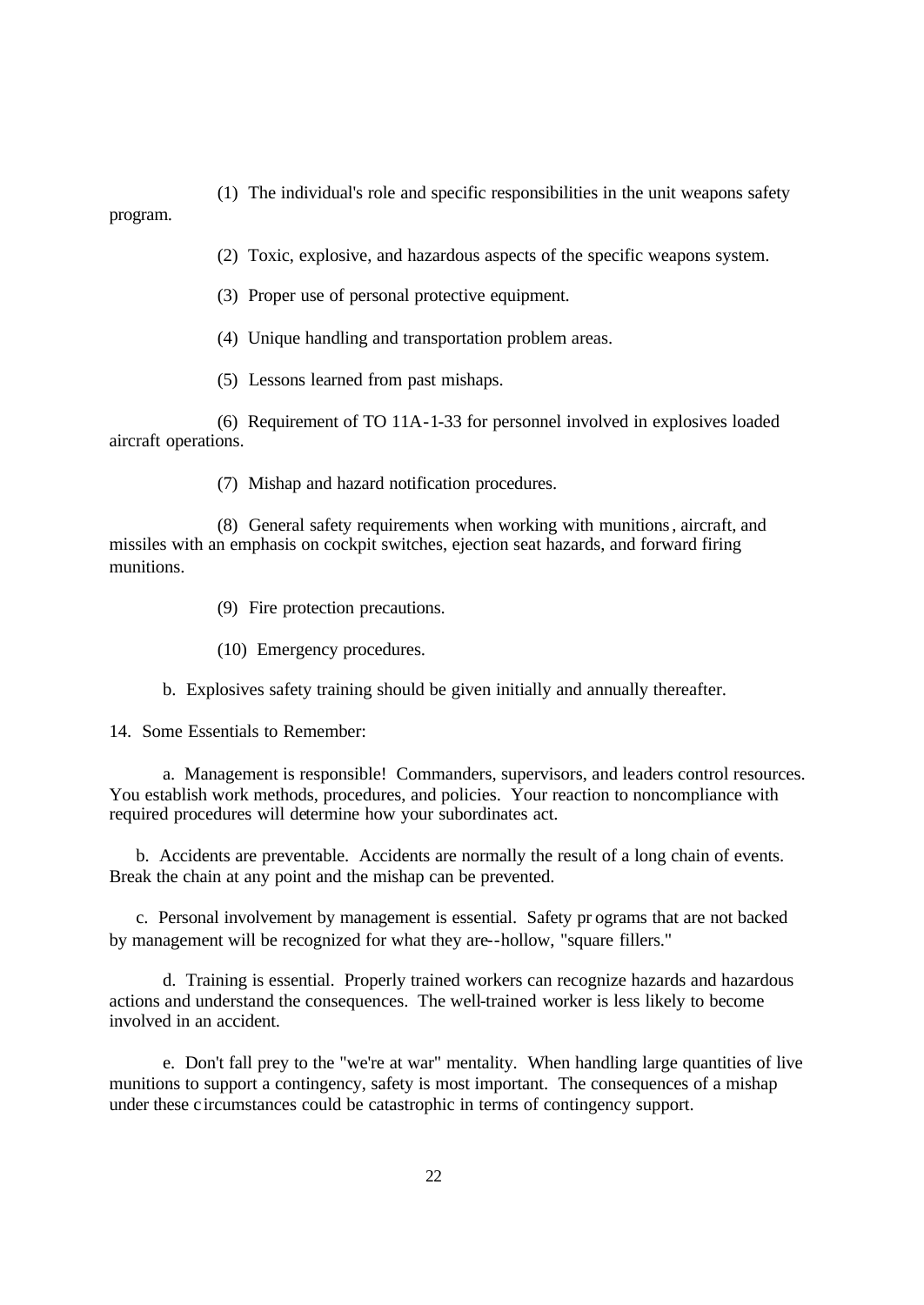(1) The individual's role and specific responsibilities in the unit weapons safety program.

(2) Toxic, explosive, and hazardous aspects of the specific weapons system.

(3) Proper use of personal protective equipment.

(4) Unique handling and transportation problem areas.

(5) Lessons learned from past mishaps.

(6) Requirement of TO 11A-1-33 for personnel involved in explosives loaded aircraft operations.

(7) Mishap and hazard notification procedures.

(8) General safety requirements when working with munitions, aircraft, and missiles with an emphasis on cockpit switches, ejection seat hazards, and forward firing munitions.

(9) Fire protection precautions.

(10) Emergency procedures.

b. Explosives safety training should be given initially and annually thereafter.

14. Some Essentials to Remember:

a. Management is responsible! Commanders, supervisors, and leaders control resources. You establish work methods, procedures, and policies. Your reaction to noncompliance with required procedures will determine how your subordinates act.

b. Accidents are preventable. Accidents are normally the result of a long chain of events. Break the chain at any point and the mishap can be prevented.

c. Personal involvement by management is essential. Safety programs that are not backed by management will be recognized for what they are--hollow, "square fillers."

d. Training is essential. Properly trained workers can recognize hazards and hazardous actions and understand the consequences. The well-trained worker is less likely to become involved in an accident.

e. Don't fall prey to the "we're at war" mentality. When handling large quantities of live munitions to support a contingency, safety is most important. The consequences of a mishap under these circumstances could be catastrophic in terms of contingency support.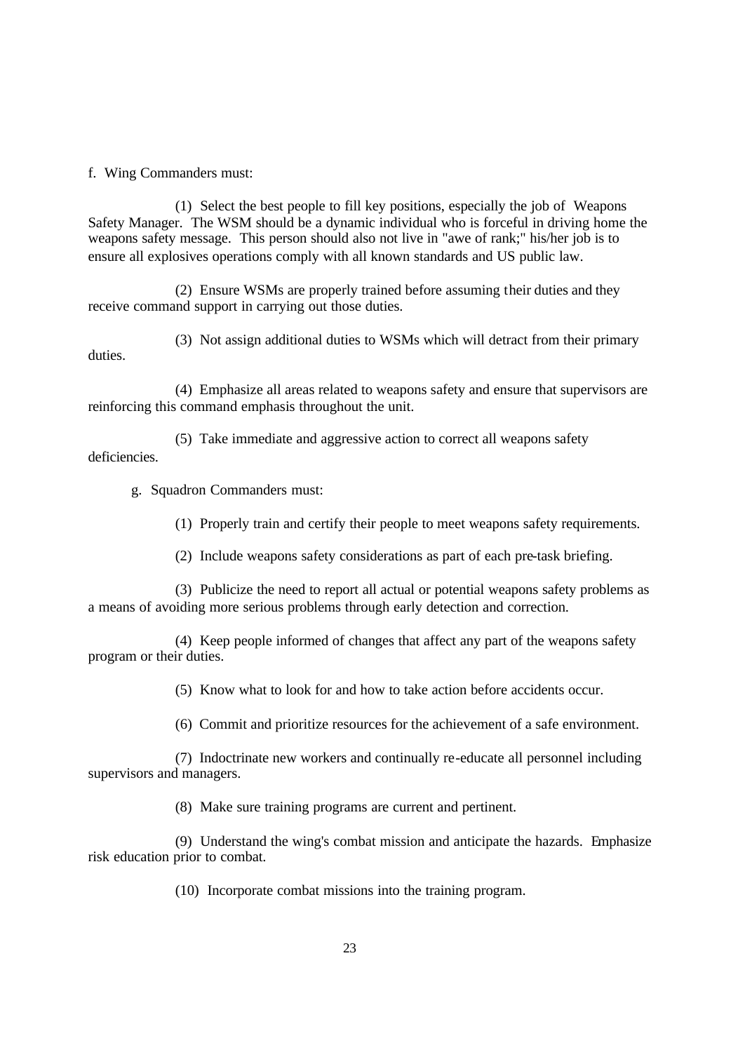f. Wing Commanders must:

(1) Select the best people to fill key positions, especially the job of Weapons Safety Manager. The WSM should be a dynamic individual who is forceful in driving home the weapons safety message. This person should also not live in "awe of rank;" his/her job is to ensure all explosives operations comply with all known standards and US public law.

(2) Ensure WSMs are properly trained before assuming their duties and they receive command support in carrying out those duties.

(3) Not assign additional duties to WSMs which will detract from their primary duties.

(4) Emphasize all areas related to weapons safety and ensure that supervisors are reinforcing this command emphasis throughout the unit.

(5) Take immediate and aggressive action to correct all weapons safety deficiencies.

g. Squadron Commanders must:

(1) Properly train and certify their people to meet weapons safety requirements.

(2) Include weapons safety considerations as part of each pre-task briefing.

(3) Publicize the need to report all actual or potential weapons safety problems as a means of avoiding more serious problems through early detection and correction.

(4) Keep people informed of changes that affect any part of the weapons safety program or their duties.

(5) Know what to look for and how to take action before accidents occur.

(6) Commit and prioritize resources for the achievement of a safe environment.

(7) Indoctrinate new workers and continually re-educate all personnel including supervisors and managers.

(8) Make sure training programs are current and pertinent.

(9) Understand the wing's combat mission and anticipate the hazards. Emphasize risk education prior to combat.

(10) Incorporate combat missions into the training program.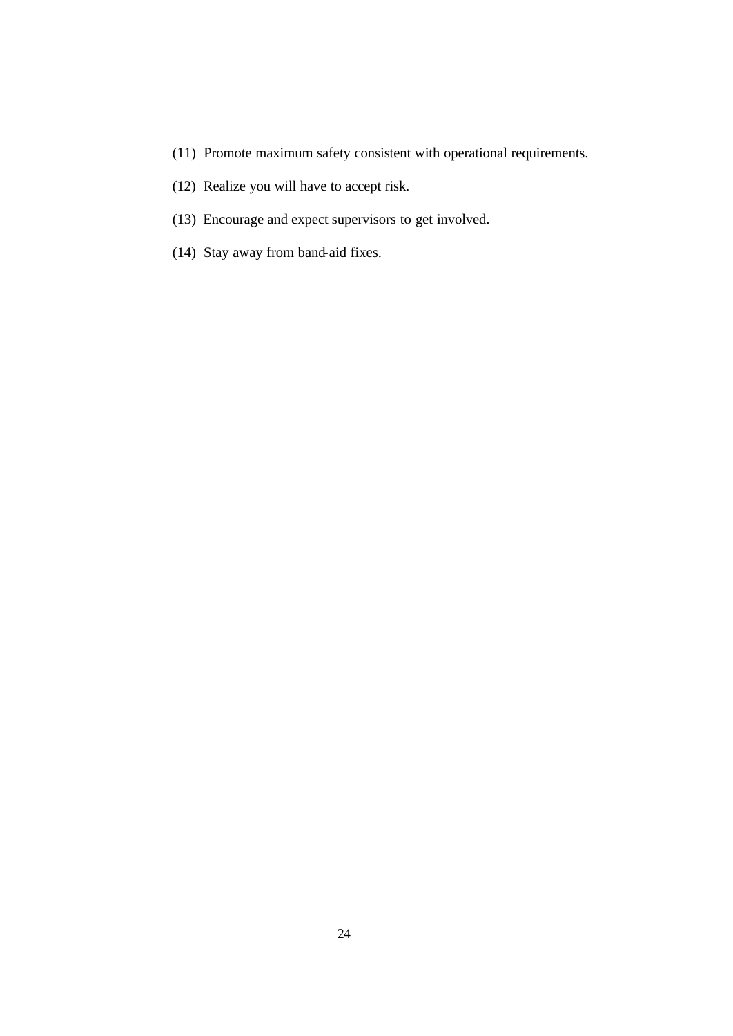(11) Promote maximum safety consistent with operational requirements.

(12) Realize you will have to accept risk.

(13) Encourage and expect supervisors to get involved.

(14) Stay away from band-aid fixes.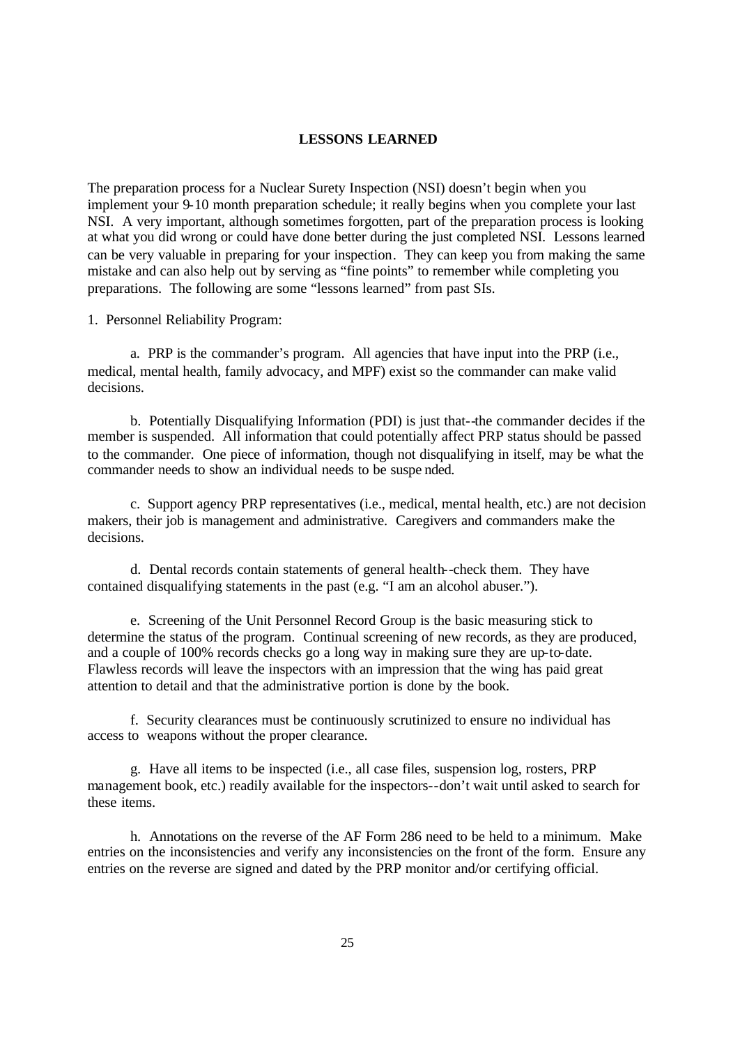**LESSONS LEARNED**

The preparation process for a Nuclear Surety Inspection (NSI) doesn't begin when you implement your 9-10 month preparation schedule; it really begins when you complete your last NSI. A very important, although sometimes forgotten, part of the preparation process is looking at what you did wrong or could have done better during the just completed NSI. Lessons learned can be very valuable in preparing for your inspection. They can keep you from making the same mistake and can also help out by serving as "fine points" to remember while completing you preparations. The following are some "lessons learned" from past SIs.

1. Personnel Reliability Program:

a. PRP is the commander's program. All agencies that have input into the PRP (i.e., medical, mental health, family advocacy, and MPF) exist so the commander can make valid decisions.

b. Potentially Disqualifying Information (PDI) is just that--the commander decides if the member is suspended. All information that could potentially affect PRP status should be passed to the commander. One piece of information, though not disqualifying in itself, may be what the commander needs to show an individual needs to be suspe nded.

c. Support agency PRP representatives (i.e., medical, mental health, etc.) are not decision makers, their job is management and administrative. Caregivers and commanders make the decisions.

d. Dental records contain statements of general health--check them. They have contained disqualifying statements in the past (e.g. "I am an alcohol abuser.").

e. Screening of the Unit Personnel Record Group is the basic measuring stick to determine the status of the program. Continual screening of new records, as they are produced, and a couple of 100% records checks go a long way in making sure they are up-to-date. Flawless records will leave the inspectors with an impression that the wing has paid great attention to detail and that the administrative portion is done by the book.

f. Security clearances must be continuously scrutinized to ensure no individual has access to weapons without the proper clearance.

g. Have all items to be inspected (i.e., all case files, suspension log, rosters, PRP management book, etc.) readily available for the inspectors--don't wait until asked to search for these items.

h. Annotations on the reverse of the AF Form 286 need to be held to a minimum. Make entries on the inconsistencies and verify any inconsistencies on the front of the form. Ensure any entries on the reverse are signed and dated by the PRP monitor and/or certifying official.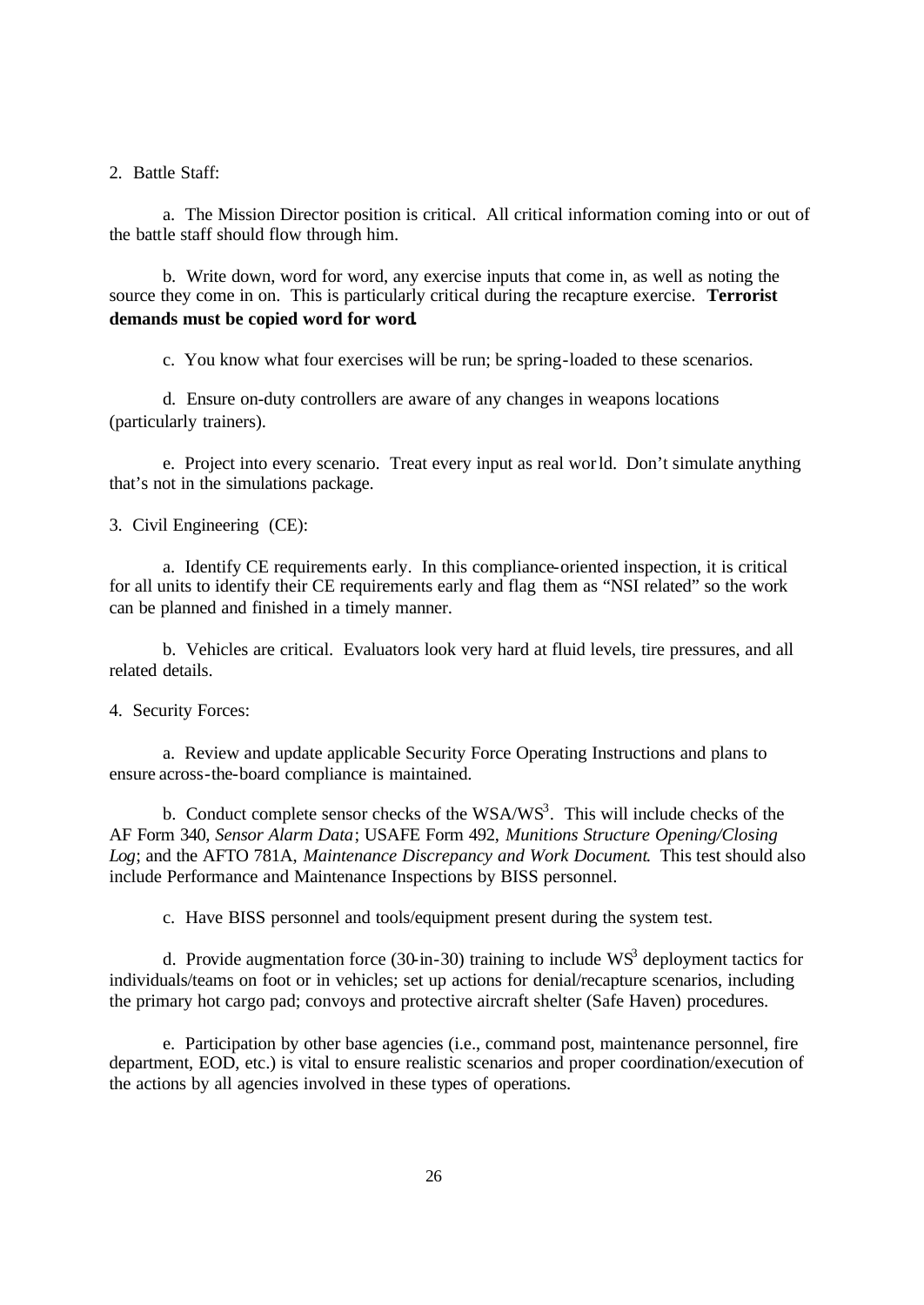2. Battle Staff:

a. The Mission Director position is critical. All critical information coming into or out of the battle staff should flow through him.

b. Write down, word for word, any exercise inputs that come in, as well as noting the source they come in on. This is particularly critical during the recapture exercise. **Terrorist demands must be copied word for word.**

c. You know what four exercises will be run; be spring-loaded to these scenarios.

d. Ensure on-duty controllers are aware of any changes in weapons locations (particularly trainers).

e. Project into every scenario. Treat every input as real world. Don't simulate anything that's not in the simulations package.

3. Civil Engineering (CE):

a. Identify CE requirements early. In this compliance-oriented inspection, it is critical for all units to identify their CE requirements early and flag them as "NSI related" so the work can be planned and finished in a timely manner.

b. Vehicles are critical. Evaluators look very hard at fluid levels, tire pressures, and all related details.

4. Security Forces:

a. Review and update applicable Security Force Operating Instructions and plans to ensure across-the-board compliance is maintained.

b. Conduct complete sensor checks of the WSA/$WS^3$. This will include checks of the AF Form 340, *Sensor Alarm Data*; USAFE Form 492, *Munitions Structure Opening/Closing Log*; and the AFTO 781A, *Maintenance Discrepancy and Work Document*. This test should also include Performance and Maintenance Inspections by BISS personnel.

c. Have BISS personnel and tools/equipment present during the system test.

d. Provide augmentation force (30-in-30) training to include $WS^3$ deployment tactics for individuals/teams on foot or in vehicles; set up actions for denial/recapture scenarios, including the primary hot cargo pad; convoys and protective aircraft shelter (Safe Haven) procedures.

e. Participation by other base agencies (i.e., command post, maintenance personnel, fire department, EOD, etc.) is vital to ensure realistic scenarios and proper coordination/execution of the actions by all agencies involved in these types of operations.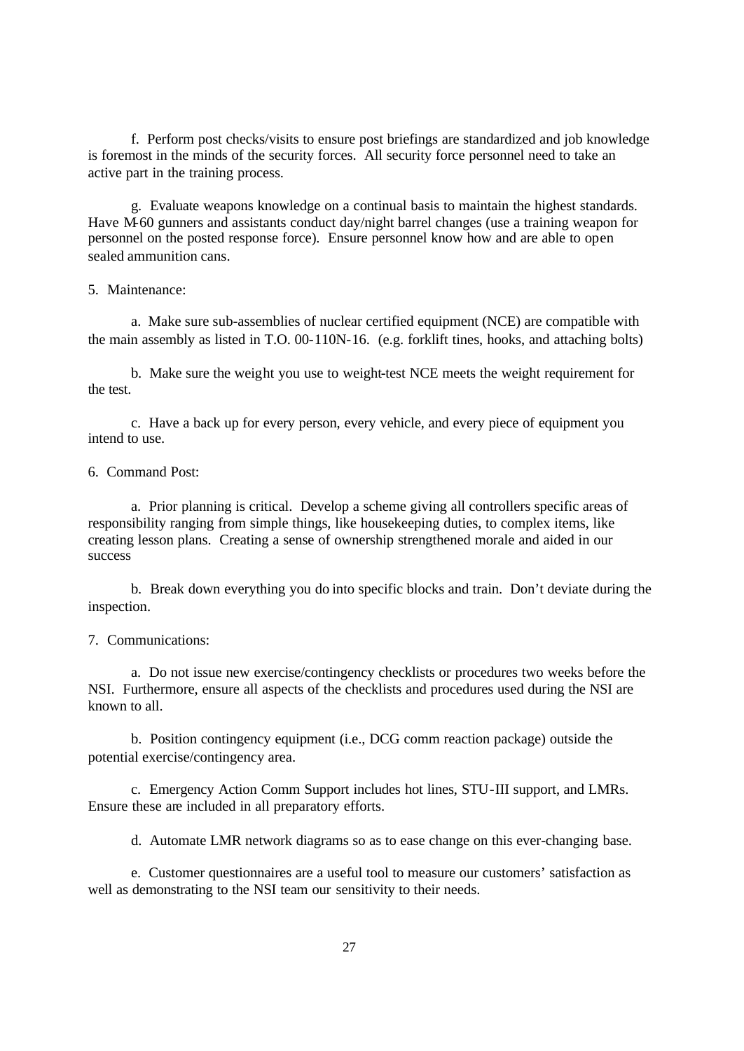f. Perform post checks/visits to ensure post briefings are standardized and job knowledge is foremost in the minds of the security forces. All security force personnel need to take an active part in the training process.

g. Evaluate weapons knowledge on a continual basis to maintain the highest standards. Have M-60 gunners and assistants conduct day/night barrel changes (use a training weapon for personnel on the posted response force). Ensure personnel know how and are able to open sealed ammunition cans.

5. Maintenance:

a. Make sure sub-assemblies of nuclear certified equipment (NCE) are compatible with the main assembly as listed in T.O. 00-110N-16. (e.g. forklift tines, hooks, and attaching bolts)

b. Make sure the weight you use to weight-test NCE meets the weight requirement for the test.

c. Have a back up for every person, every vehicle, and every piece of equipment you intend to use.

6. Command Post:

a. Prior planning is critical. Develop a scheme giving all controllers specific areas of responsibility ranging from simple things, like housekeeping duties, to complex items, like creating lesson plans. Creating a sense of ownership strengthened morale and aided in our success

b. Break down everything you do into specific blocks and train. Don't deviate during the inspection.

7. Communications:

a. Do not issue new exercise/contingency checklists or procedures two weeks before the NSI. Furthermore, ensure all aspects of the checklists and procedures used during the NSI are known to all.

b. Position contingency equipment (i.e., DCG comm reaction package) outside the potential exercise/contingency area.

c. Emergency Action Comm Support includes hot lines, STU-III support, and LMRs. Ensure these are included in all preparatory efforts.

d. Automate LMR network diagrams so as to ease change on this ever-changing base.

e. Customer questionnaires are a useful tool to measure our customers' satisfaction as well as demonstrating to the NSI team our sensitivity to their needs.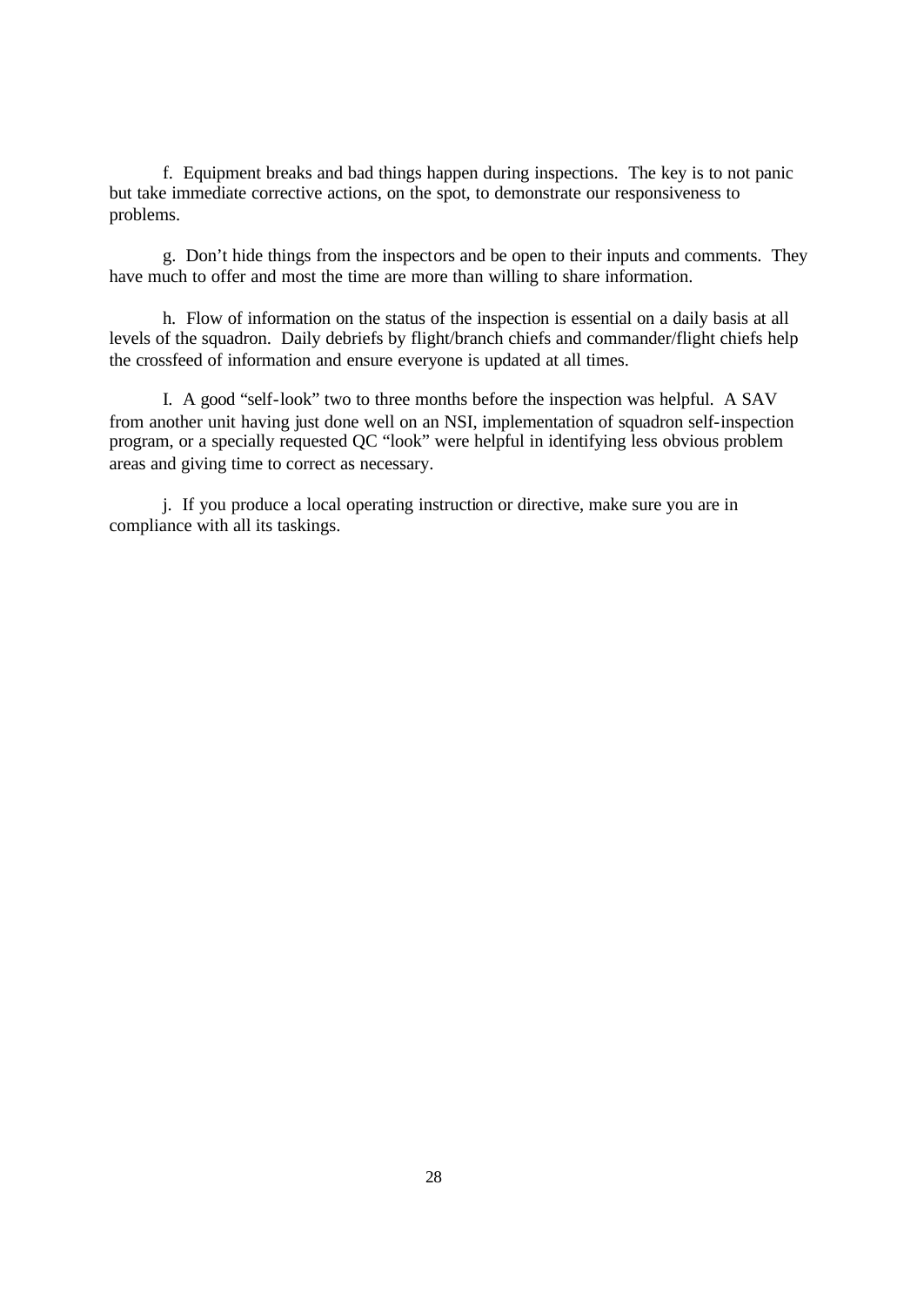f. Equipment breaks and bad things happen during inspections. The key is to not panic but take immediate corrective actions, on the spot, to demonstrate our responsiveness to problems.

g. Don't hide things from the inspectors and be open to their inputs and comments. They have much to offer and most the time are more than willing to share information.

h. Flow of information on the status of the inspection is essential on a daily basis at all levels of the squadron. Daily debriefs by flight/branch chiefs and commander/flight chiefs help the crossfeed of information and ensure everyone is updated at all times.

I. A good "self-look" two to three months before the inspection was helpful. A SAV from another unit having just done well on an NSI, implementation of squadron self-inspection program, or a specially requested QC "look" were helpful in identifying less obvious problem areas and giving time to correct as necessary.

j. If you produce a local operating instruction or directive, make sure you are in compliance with all its taskings.